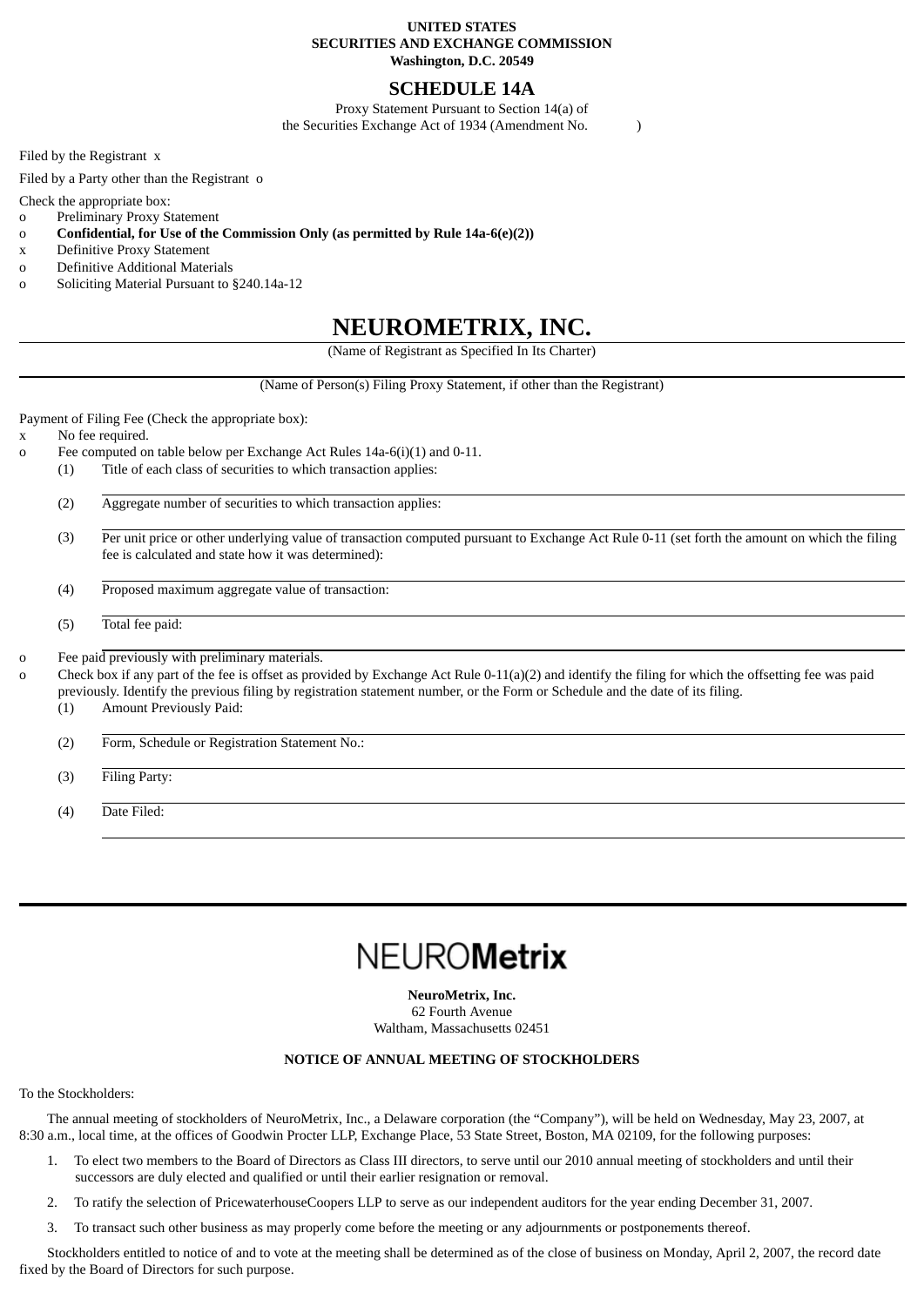**UNITED STATES**
**SECURITIES AND EXCHANGE COMMISSION**
**Washington, D.C. 20549**

# SCHEDULE 14A

Proxy Statement Pursuant to Section 14(a) of
the Securities Exchange Act of 1934 (Amendment No. )

Filed by the Registrant x

Filed by a Party other than the Registrant o

Check the appropriate box:

o Preliminary Proxy Statement
o **Confidential, for Use of the Commission Only (as permitted by Rule 14a-6(e)(2))**
x Definitive Proxy Statement
o Definitive Additional Materials
o Soliciting Material Pursuant to §240.14a-12

# NEUROMETRIX, INC.

(Name of Registrant as Specified In Its Charter)

(Name of Person(s) Filing Proxy Statement, if other than the Registrant)

Payment of Filing Fee (Check the appropriate box):

x No fee required.
o Fee computed on table below per Exchange Act Rules 14a-6(i)(1) and 0-11.
  (1) Title of each class of securities to which transaction applies:
  (2) Aggregate number of securities to which transaction applies:
  (3) Per unit price or other underlying value of transaction computed pursuant to Exchange Act Rule 0-11 (set forth the amount on which the filing fee is calculated and state how it was determined):
  (4) Proposed maximum aggregate value of transaction:
  (5) Total fee paid:

o Fee paid previously with preliminary materials.
o Check box if any part of the fee is offset as provided by Exchange Act Rule 0-11(a)(2) and identify the filing for which the offsetting fee was paid previously. Identify the previous filing by registration statement number, or the Form or Schedule and the date of its filing.
  (1) Amount Previously Paid:
  (2) Form, Schedule or Registration Statement No.:
  (3) Filing Party:
  (4) Date Filed:

---

NEURO**Metrix**

**NeuroMetrix, Inc.**
62 Fourth Avenue
Waltham, Massachusetts 02451

**NOTICE OF ANNUAL MEETING OF STOCKHOLDERS**

To the Stockholders:

The annual meeting of stockholders of NeuroMetrix, Inc., a Delaware corporation (the "Company"), will be held on Wednesday, May 23, 2007, at 8:30 a.m., local time, at the offices of Goodwin Procter LLP, Exchange Place, 53 State Street, Boston, MA 02109, for the following purposes:

1. To elect two members to the Board of Directors as Class III directors, to serve until our 2010 annual meeting of stockholders and until their successors are duly elected and qualified or until their earlier resignation or removal.
2. To ratify the selection of PricewaterhouseCoopers LLP to serve as our independent auditors for the year ending December 31, 2007.
3. To transact such other business as may properly come before the meeting or any adjournments or postponements thereof.

Stockholders entitled to notice of and to vote at the meeting shall be determined as of the close of business on Monday, April 2, 2007, the record date fixed by the Board of Directors for such purpose.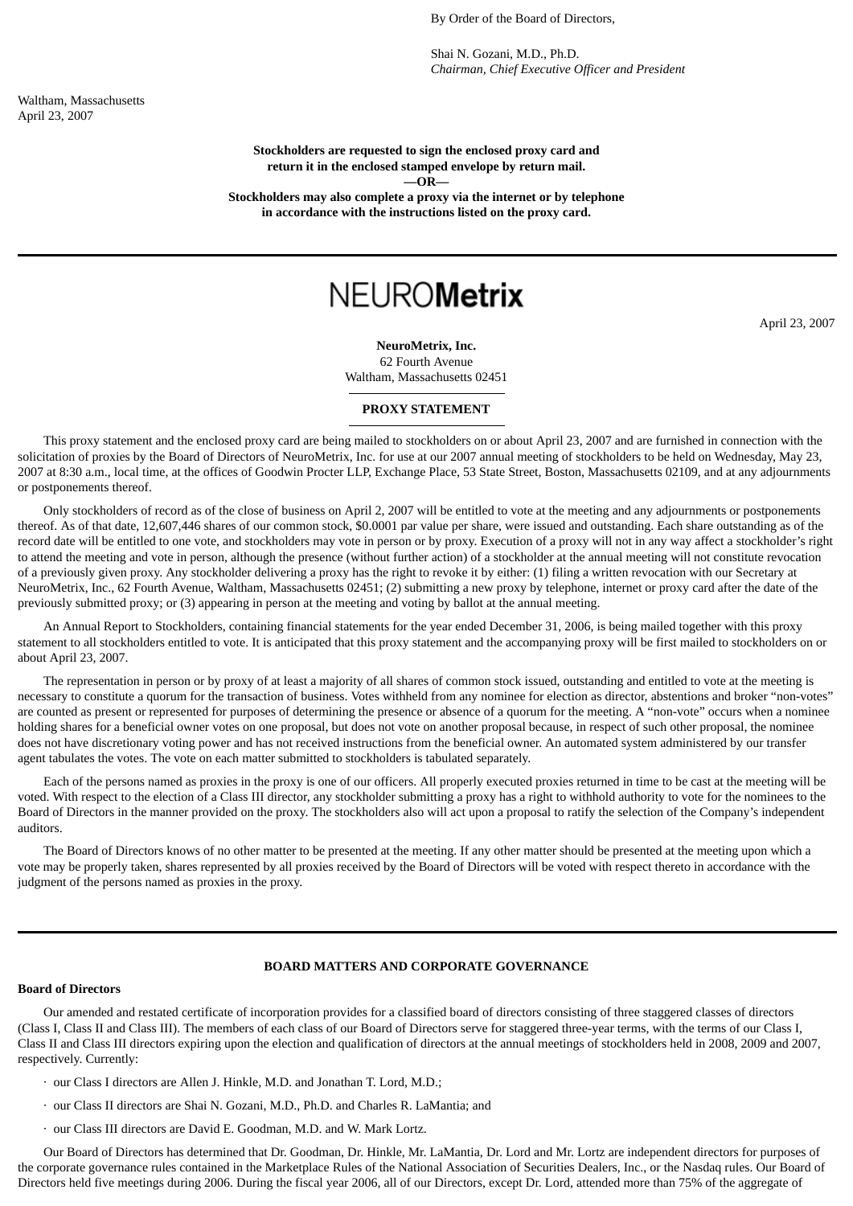By Order of the Board of Directors,

Shai N. Gozani, M.D., Ph.D.
*Chairman, Chief Executive Officer and President*

Waltham, Massachusetts
April 23, 2007

**Stockholders are requested to sign the enclosed proxy card and return it in the enclosed stamped envelope by return mail.**
**—OR—**
**Stockholders may also complete a proxy via the internet or by telephone in accordance with the instructions listed on the proxy card.**

---

# NEUROMetrix

April 23, 2007

**NeuroMetrix, Inc.**
62 Fourth Avenue
Waltham, Massachusetts 02451

**PROXY STATEMENT**

This proxy statement and the enclosed proxy card are being mailed to stockholders on or about April 23, 2007 and are furnished in connection with the solicitation of proxies by the Board of Directors of NeuroMetrix, Inc. for use at our 2007 annual meeting of stockholders to be held on Wednesday, May 23, 2007 at 8:30 a.m., local time, at the offices of Goodwin Procter LLP, Exchange Place, 53 State Street, Boston, Massachusetts 02109, and at any adjournments or postponements thereof.

Only stockholders of record as of the close of business on April 2, 2007 will be entitled to vote at the meeting and any adjournments or postponements thereof. As of that date, 12,607,446 shares of our common stock, $0.0001 par value per share, were issued and outstanding. Each share outstanding as of the record date will be entitled to one vote, and stockholders may vote in person or by proxy. Execution of a proxy will not in any way affect a stockholder's right to attend the meeting and vote in person, although the presence (without further action) of a stockholder at the annual meeting will not constitute revocation of a previously given proxy. Any stockholder delivering a proxy has the right to revoke it by either: (1) filing a written revocation with our Secretary at NeuroMetrix, Inc., 62 Fourth Avenue, Waltham, Massachusetts 02451; (2) submitting a new proxy by telephone, internet or proxy card after the date of the previously submitted proxy; or (3) appearing in person at the meeting and voting by ballot at the annual meeting.

An Annual Report to Stockholders, containing financial statements for the year ended December 31, 2006, is being mailed together with this proxy statement to all stockholders entitled to vote. It is anticipated that this proxy statement and the accompanying proxy will be first mailed to stockholders on or about April 23, 2007.

The representation in person or by proxy of at least a majority of all shares of common stock issued, outstanding and entitled to vote at the meeting is necessary to constitute a quorum for the transaction of business. Votes withheld from any nominee for election as director, abstentions and broker "non-votes" are counted as present or represented for purposes of determining the presence or absence of a quorum for the meeting. A "non-vote" occurs when a nominee holding shares for a beneficial owner votes on one proposal, but does not vote on another proposal because, in respect of such other proposal, the nominee does not have discretionary voting power and has not received instructions from the beneficial owner. An automated system administered by our transfer agent tabulates the votes. The vote on each matter submitted to stockholders is tabulated separately.

Each of the persons named as proxies in the proxy is one of our officers. All properly executed proxies returned in time to be cast at the meeting will be voted. With respect to the election of a Class III director, any stockholder submitting a proxy has a right to withhold authority to vote for the nominees to the Board of Directors in the manner provided on the proxy. The stockholders also will act upon a proposal to ratify the selection of the Company's independent auditors.

The Board of Directors knows of no other matter to be presented at the meeting. If any other matter should be presented at the meeting upon which a vote may be properly taken, shares represented by all proxies received by the Board of Directors will be voted with respect thereto in accordance with the judgment of the persons named as proxies in the proxy.

---

## BOARD MATTERS AND CORPORATE GOVERNANCE

### Board of Directors

Our amended and restated certificate of incorporation provides for a classified board of directors consisting of three staggered classes of directors (Class I, Class II and Class III). The members of each class of our Board of Directors serve for staggered three-year terms, with the terms of our Class I, Class II and Class III directors expiring upon the election and qualification of directors at the annual meetings of stockholders held in 2008, 2009 and 2007, respectively. Currently:

- our Class I directors are Allen J. Hinkle, M.D. and Jonathan T. Lord, M.D.;
- our Class II directors are Shai N. Gozani, M.D., Ph.D. and Charles R. LaMantia; and
- our Class III directors are David E. Goodman, M.D. and W. Mark Lortz.

Our Board of Directors has determined that Dr. Goodman, Dr. Hinkle, Mr. LaMantia, Dr. Lord and Mr. Lortz are independent directors for purposes of the corporate governance rules contained in the Marketplace Rules of the National Association of Securities Dealers, Inc., or the Nasdaq rules. Our Board of Directors held five meetings during 2006. During the fiscal year 2006, all of our Directors, except Dr. Lord, attended more than 75% of the aggregate of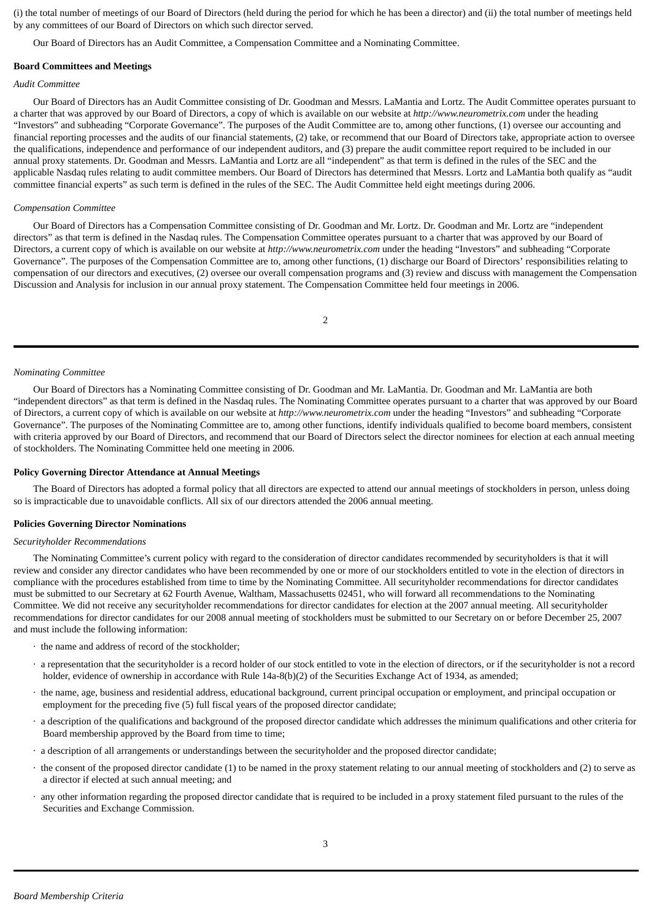(i) the total number of meetings of our Board of Directors (held during the period for which he has been a director) and (ii) the total number of meetings held by any committees of our Board of Directors on which such director served.

Our Board of Directors has an Audit Committee, a Compensation Committee and a Nominating Committee.

**Board Committees and Meetings**

*Audit Committee*

Our Board of Directors has an Audit Committee consisting of Dr. Goodman and Messrs. LaMantia and Lortz. The Audit Committee operates pursuant to a charter that was approved by our Board of Directors, a copy of which is available on our website at *http://www.neurometrix.com* under the heading "Investors" and subheading "Corporate Governance". The purposes of the Audit Committee are to, among other functions, (1) oversee our accounting and financial reporting processes and the audits of our financial statements, (2) take, or recommend that our Board of Directors take, appropriate action to oversee the qualifications, independence and performance of our independent auditors, and (3) prepare the audit committee report required to be included in our annual proxy statements. Dr. Goodman and Messrs. LaMantia and Lortz are all "independent" as that term is defined in the rules of the SEC and the applicable Nasdaq rules relating to audit committee members. Our Board of Directors has determined that Messrs. Lortz and LaMantia both qualify as "audit committee financial experts" as such term is defined in the rules of the SEC. The Audit Committee held eight meetings during 2006.

*Compensation Committee*

Our Board of Directors has a Compensation Committee consisting of Dr. Goodman and Mr. Lortz. Dr. Goodman and Mr. Lortz are "independent directors" as that term is defined in the Nasdaq rules. The Compensation Committee operates pursuant to a charter that was approved by our Board of Directors, a current copy of which is available on our website at *http://www.neurometrix.com* under the heading "Investors" and subheading "Corporate Governance". The purposes of the Compensation Committee are to, among other functions, (1) discharge our Board of Directors' responsibilities relating to compensation of our directors and executives, (2) oversee our overall compensation programs and (3) review and discuss with management the Compensation Discussion and Analysis for inclusion in our annual proxy statement. The Compensation Committee held four meetings in 2006.

*Nominating Committee*

Our Board of Directors has a Nominating Committee consisting of Dr. Goodman and Mr. LaMantia. Dr. Goodman and Mr. LaMantia are both "independent directors" as that term is defined in the Nasdaq rules. The Nominating Committee operates pursuant to a charter that was approved by our Board of Directors, a current copy of which is available on our website at *http://www.neurometrix.com* under the heading "Investors" and subheading "Corporate Governance". The purposes of the Nominating Committee are to, among other functions, identify individuals qualified to become board members, consistent with criteria approved by our Board of Directors, and recommend that our Board of Directors select the director nominees for election at each annual meeting of stockholders. The Nominating Committee held one meeting in 2006.

**Policy Governing Director Attendance at Annual Meetings**

The Board of Directors has adopted a formal policy that all directors are expected to attend our annual meetings of stockholders in person, unless doing so is impracticable due to unavoidable conflicts. All six of our directors attended the 2006 annual meeting.

**Policies Governing Director Nominations**

*Securityholder Recommendations*

The Nominating Committee's current policy with regard to the consideration of director candidates recommended by securityholders is that it will review and consider any director candidates who have been recommended by one or more of our stockholders entitled to vote in the election of directors in compliance with the procedures established from time to time by the Nominating Committee. All securityholder recommendations for director candidates must be submitted to our Secretary at 62 Fourth Avenue, Waltham, Massachusetts 02451, who will forward all recommendations to the Nominating Committee. We did not receive any securityholder recommendations for director candidates for election at the 2007 annual meeting. All securityholder recommendations for director candidates for our 2008 annual meeting of stockholders must be submitted to our Secretary on or before December 25, 2007 and must include the following information:

- the name and address of record of the stockholder;
- a representation that the securityholder is a record holder of our stock entitled to vote in the election of directors, or if the securityholder is not a record holder, evidence of ownership in accordance with Rule 14a-8(b)(2) of the Securities Exchange Act of 1934, as amended;
- the name, age, business and residential address, educational background, current principal occupation or employment, and principal occupation or employment for the preceding five (5) full fiscal years of the proposed director candidate;
- a description of the qualifications and background of the proposed director candidate which addresses the minimum qualifications and other criteria for Board membership approved by the Board from time to time;
- a description of all arrangements or understandings between the securityholder and the proposed director candidate;
- the consent of the proposed director candidate (1) to be named in the proxy statement relating to our annual meeting of stockholders and (2) to serve as a director if elected at such annual meeting; and
- any other information regarding the proposed director candidate that is required to be included in a proxy statement filed pursuant to the rules of the Securities and Exchange Commission.

*Board Membership Criteria*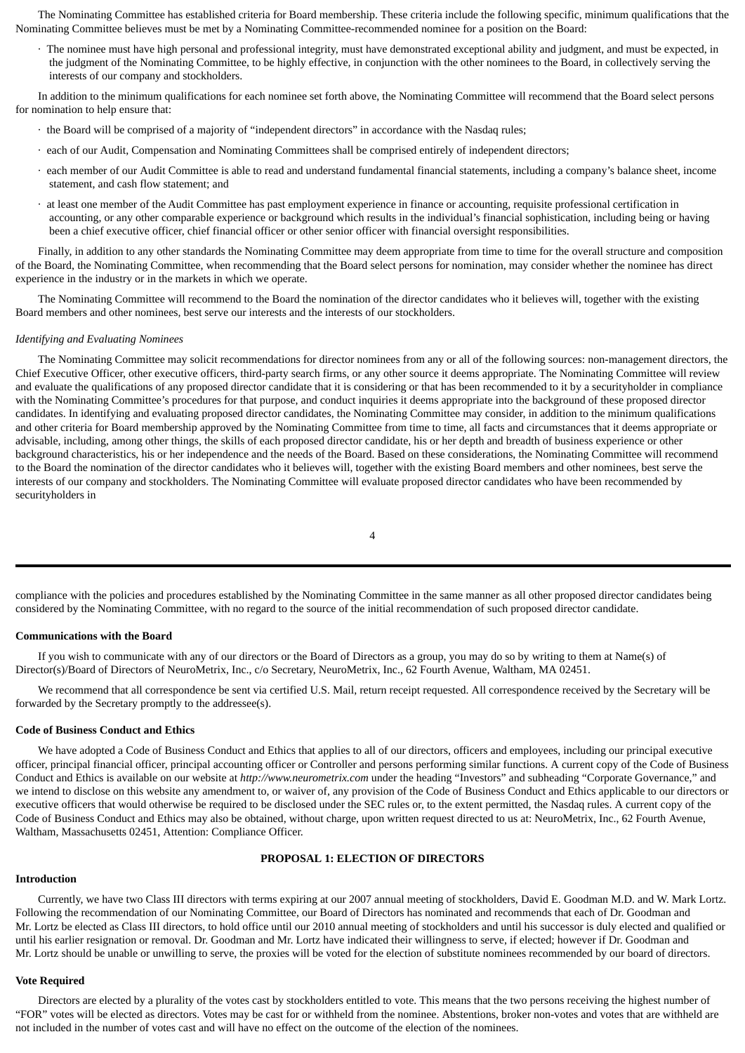The Nominating Committee has established criteria for Board membership. These criteria include the following specific, minimum qualifications that the Nominating Committee believes must be met by a Nominating Committee-recommended nominee for a position on the Board:

- The nominee must have high personal and professional integrity, must have demonstrated exceptional ability and judgment, and must be expected, in the judgment of the Nominating Committee, to be highly effective, in conjunction with the other nominees to the Board, in collectively serving the interests of our company and stockholders.

In addition to the minimum qualifications for each nominee set forth above, the Nominating Committee will recommend that the Board select persons for nomination to help ensure that:

- the Board will be comprised of a majority of "independent directors" in accordance with the Nasdaq rules;
- each of our Audit, Compensation and Nominating Committees shall be comprised entirely of independent directors;
- each member of our Audit Committee is able to read and understand fundamental financial statements, including a company's balance sheet, income statement, and cash flow statement; and
- at least one member of the Audit Committee has past employment experience in finance or accounting, requisite professional certification in accounting, or any other comparable experience or background which results in the individual's financial sophistication, including being or having been a chief executive officer, chief financial officer or other senior officer with financial oversight responsibilities.

Finally, in addition to any other standards the Nominating Committee may deem appropriate from time to time for the overall structure and composition of the Board, the Nominating Committee, when recommending that the Board select persons for nomination, may consider whether the nominee has direct experience in the industry or in the markets in which we operate.

The Nominating Committee will recommend to the Board the nomination of the director candidates who it believes will, together with the existing Board members and other nominees, best serve our interests and the interests of our stockholders.

*Identifying and Evaluating Nominees*

The Nominating Committee may solicit recommendations for director nominees from any or all of the following sources: non-management directors, the Chief Executive Officer, other executive officers, third-party search firms, or any other source it deems appropriate. The Nominating Committee will review and evaluate the qualifications of any proposed director candidate that it is considering or that has been recommended to it by a securityholder in compliance with the Nominating Committee's procedures for that purpose, and conduct inquiries it deems appropriate into the background of these proposed director candidates. In identifying and evaluating proposed director candidates, the Nominating Committee may consider, in addition to the minimum qualifications and other criteria for Board membership approved by the Nominating Committee from time to time, all facts and circumstances that it deems appropriate or advisable, including, among other things, the skills of each proposed director candidate, his or her depth and breadth of business experience or other background characteristics, his or her independence and the needs of the Board. Based on these considerations, the Nominating Committee will recommend to the Board the nomination of the director candidates who it believes will, together with the existing Board members and other nominees, best serve the interests of our company and stockholders. The Nominating Committee will evaluate proposed director candidates who have been recommended by securityholders in compliance with the policies and procedures established by the Nominating Committee in the same manner as all other proposed director candidates being considered by the Nominating Committee, with no regard to the source of the initial recommendation of such proposed director candidate.

**Communications with the Board**

If you wish to communicate with any of our directors or the Board of Directors as a group, you may do so by writing to them at Name(s) of Director(s)/Board of Directors of NeuroMetrix, Inc., c/o Secretary, NeuroMetrix, Inc., 62 Fourth Avenue, Waltham, MA 02451.

We recommend that all correspondence be sent via certified U.S. Mail, return receipt requested. All correspondence received by the Secretary will be forwarded by the Secretary promptly to the addressee(s).

**Code of Business Conduct and Ethics**

We have adopted a Code of Business Conduct and Ethics that applies to all of our directors, officers and employees, including our principal executive officer, principal financial officer, principal accounting officer or Controller and persons performing similar functions. A current copy of the Code of Business Conduct and Ethics is available on our website at *http://www.neurometrix.com* under the heading "Investors" and subheading "Corporate Governance," and we intend to disclose on this website any amendment to, or waiver of, any provision of the Code of Business Conduct and Ethics applicable to our directors or executive officers that would otherwise be required to be disclosed under the SEC rules or, to the extent permitted, the Nasdaq rules. A current copy of the Code of Business Conduct and Ethics may also be obtained, without charge, upon written request directed to us at: NeuroMetrix, Inc., 62 Fourth Avenue, Waltham, Massachusetts 02451, Attention: Compliance Officer.

## PROPOSAL 1: ELECTION OF DIRECTORS

**Introduction**

Currently, we have two Class III directors with terms expiring at our 2007 annual meeting of stockholders, David E. Goodman M.D. and W. Mark Lortz. Following the recommendation of our Nominating Committee, our Board of Directors has nominated and recommends that each of Dr. Goodman and Mr. Lortz be elected as Class III directors, to hold office until our 2010 annual meeting of stockholders and until his successor is duly elected and qualified or until his earlier resignation or removal. Dr. Goodman and Mr. Lortz have indicated their willingness to serve, if elected; however if Dr. Goodman and Mr. Lortz should be unable or unwilling to serve, the proxies will be voted for the election of substitute nominees recommended by our board of directors.

**Vote Required**

Directors are elected by a plurality of the votes cast by stockholders entitled to vote. This means that the two persons receiving the highest number of "FOR" votes will be elected as directors. Votes may be cast for or withheld from the nominee. Abstentions, broker non-votes and votes that are withheld are not included in the number of votes cast and will have no effect on the outcome of the election of the nominees.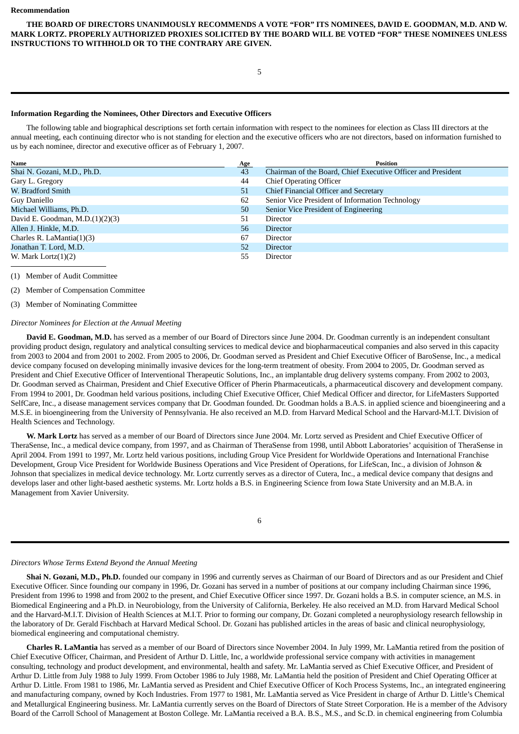**Recommendation**

**THE BOARD OF DIRECTORS UNANIMOUSLY RECOMMENDS A VOTE "FOR" ITS NOMINEES, DAVID E. GOODMAN, M.D. AND W. MARK LORTZ. PROPERLY AUTHORIZED PROXIES SOLICITED BY THE BOARD WILL BE VOTED "FOR" THESE NOMINEES UNLESS INSTRUCTIONS TO WITHHOLD OR TO THE CONTRARY ARE GIVEN.**

**Information Regarding the Nominees, Other Directors and Executive Officers**

The following table and biographical descriptions set forth certain information with respect to the nominees for election as Class III directors at the annual meeting, each continuing director who is not standing for election and the executive officers who are not directors, based on information furnished to us by each nominee, director and executive officer as of February 1, 2007.

| Name | Age | Position |
| --- | --- | --- |
| Shai N. Gozani, M.D., Ph.D. | 43 | Chairman of the Board, Chief Executive Officer and President |
| Gary L. Gregory | 44 | Chief Operating Officer |
| W. Bradford Smith | 51 | Chief Financial Officer and Secretary |
| Guy Daniello | 62 | Senior Vice President of Information Technology |
| Michael Williams, Ph.D. | 50 | Senior Vice President of Engineering |
| David E. Goodman, M.D.(1)(2)(3) | 51 | Director |
| Allen J. Hinkle, M.D. | 56 | Director |
| Charles R. LaMantia(1)(3) | 67 | Director |
| Jonathan T. Lord, M.D. | 52 | Director |
| W. Mark Lortz(1)(2) | 55 | Director |

(1) Member of Audit Committee

(2) Member of Compensation Committee

(3) Member of Nominating Committee

*Director Nominees for Election at the Annual Meeting*

**David E. Goodman, M.D.** has served as a member of our Board of Directors since June 2004. Dr. Goodman currently is an independent consultant providing product design, regulatory and analytical consulting services to medical device and biopharmaceutical companies and also served in this capacity from 2003 to 2004 and from 2001 to 2002. From 2005 to 2006, Dr. Goodman served as President and Chief Executive Officer of BaroSense, Inc., a medical device company focused on developing minimally invasive devices for the long-term treatment of obesity. From 2004 to 2005, Dr. Goodman served as President and Chief Executive Officer of Interventional Therapeutic Solutions, Inc., an implantable drug delivery systems company. From 2002 to 2003, Dr. Goodman served as Chairman, President and Chief Executive Officer of Pherin Pharmaceuticals, a pharmaceutical discovery and development company. From 1994 to 2001, Dr. Goodman held various positions, including Chief Executive Officer, Chief Medical Officer and director, for LifeMasters Supported SelfCare, Inc., a disease management services company that Dr. Goodman founded. Dr. Goodman holds a B.A.S. in applied science and bioengineering and a M.S.E. in bioengineering from the University of Pennsylvania. He also received an M.D. from Harvard Medical School and the Harvard-M.I.T. Division of Health Sciences and Technology.

**W. Mark Lortz** has served as a member of our Board of Directors since June 2004. Mr. Lortz served as President and Chief Executive Officer of TheraSense, Inc., a medical device company, from 1997, and as Chairman of TheraSense from 1998, until Abbott Laboratories' acquisition of TheraSense in April 2004. From 1991 to 1997, Mr. Lortz held various positions, including Group Vice President for Worldwide Operations and International Franchise Development, Group Vice President for Worldwide Business Operations and Vice President of Operations, for LifeScan, Inc., a division of Johnson & Johnson that specializes in medical device technology. Mr. Lortz currently serves as a director of Cutera, Inc., a medical device company that designs and develops laser and other light-based aesthetic systems. Mr. Lortz holds a B.S. in Engineering Science from Iowa State University and an M.B.A. in Management from Xavier University.

*Directors Whose Terms Extend Beyond the Annual Meeting*

**Shai N. Gozani, M.D., Ph.D.** founded our company in 1996 and currently serves as Chairman of our Board of Directors and as our President and Chief Executive Officer. Since founding our company in 1996, Dr. Gozani has served in a number of positions at our company including Chairman since 1996, President from 1996 to 1998 and from 2002 to the present, and Chief Executive Officer since 1997. Dr. Gozani holds a B.S. in computer science, an M.S. in Biomedical Engineering and a Ph.D. in Neurobiology, from the University of California, Berkeley. He also received an M.D. from Harvard Medical School and the Harvard-M.I.T. Division of Health Sciences at M.I.T. Prior to forming our company, Dr. Gozani completed a neurophysiology research fellowship in the laboratory of Dr. Gerald Fischbach at Harvard Medical School. Dr. Gozani has published articles in the areas of basic and clinical neurophysiology, biomedical engineering and computational chemistry.

**Charles R. LaMantia** has served as a member of our Board of Directors since November 2004. In July 1999, Mr. LaMantia retired from the position of Chief Executive Officer, Chairman, and President of Arthur D. Little, Inc, a worldwide professional service company with activities in management consulting, technology and product development, and environmental, health and safety. Mr. LaMantia served as Chief Executive Officer, and President of Arthur D. Little from July 1988 to July 1999. From October 1986 to July 1988, Mr. LaMantia held the position of President and Chief Operating Officer at Arthur D. Little. From 1981 to 1986, Mr. LaMantia served as President and Chief Executive Officer of Koch Process Systems, Inc., an integrated engineering and manufacturing company, owned by Koch Industries. From 1977 to 1981, Mr. LaMantia served as Vice President in charge of Arthur D. Little's Chemical and Metallurgical Engineering business. Mr. LaMantia currently serves on the Board of Directors of State Street Corporation. He is a member of the Advisory Board of the Carroll School of Management at Boston College. Mr. LaMantia received a B.A. B.S., M.S., and Sc.D. in chemical engineering from Columbia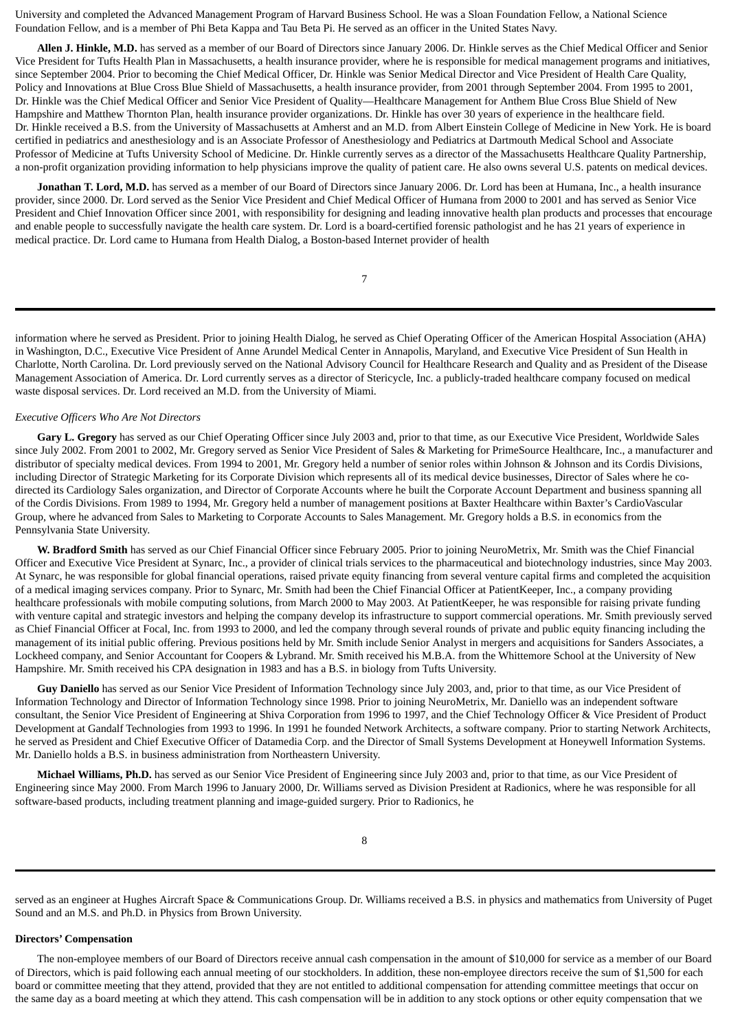University and completed the Advanced Management Program of Harvard Business School. He was a Sloan Foundation Fellow, a National Science Foundation Fellow, and is a member of Phi Beta Kappa and Tau Beta Pi. He served as an officer in the United States Navy.

**Allen J. Hinkle, M.D.** has served as a member of our Board of Directors since January 2006. Dr. Hinkle serves as the Chief Medical Officer and Senior Vice President for Tufts Health Plan in Massachusetts, a health insurance provider, where he is responsible for medical management programs and initiatives, since September 2004. Prior to becoming the Chief Medical Officer, Dr. Hinkle was Senior Medical Director and Vice President of Health Care Quality, Policy and Innovations at Blue Cross Blue Shield of Massachusetts, a health insurance provider, from 2001 through September 2004. From 1995 to 2001, Dr. Hinkle was the Chief Medical Officer and Senior Vice President of Quality—Healthcare Management for Anthem Blue Cross Blue Shield of New Hampshire and Matthew Thornton Plan, health insurance provider organizations. Dr. Hinkle has over 30 years of experience in the healthcare field. Dr. Hinkle received a B.S. from the University of Massachusetts at Amherst and an M.D. from Albert Einstein College of Medicine in New York. He is board certified in pediatrics and anesthesiology and is an Associate Professor of Anesthesiology and Pediatrics at Dartmouth Medical School and Associate Professor of Medicine at Tufts University School of Medicine. Dr. Hinkle currently serves as a director of the Massachusetts Healthcare Quality Partnership, a non-profit organization providing information to help physicians improve the quality of patient care. He also owns several U.S. patents on medical devices.

**Jonathan T. Lord, M.D.** has served as a member of our Board of Directors since January 2006. Dr. Lord has been at Humana, Inc., a health insurance provider, since 2000. Dr. Lord served as the Senior Vice President and Chief Medical Officer of Humana from 2000 to 2001 and has served as Senior Vice President and Chief Innovation Officer since 2001, with responsibility for designing and leading innovative health plan products and processes that encourage and enable people to successfully navigate the health care system. Dr. Lord is a board-certified forensic pathologist and he has 21 years of experience in medical practice. Dr. Lord came to Humana from Health Dialog, a Boston-based Internet provider of health information where he served as President. Prior to joining Health Dialog, he served as Chief Operating Officer of the American Hospital Association (AHA) in Washington, D.C., Executive Vice President of Anne Arundel Medical Center in Annapolis, Maryland, and Executive Vice President of Sun Health in Charlotte, North Carolina. Dr. Lord previously served on the National Advisory Council for Healthcare Research and Quality and as President of the Disease Management Association of America. Dr. Lord currently serves as a director of Stericycle, Inc. a publicly-traded healthcare company focused on medical waste disposal services. Dr. Lord received an M.D. from the University of Miami.

*Executive Officers Who Are Not Directors*

**Gary L. Gregory** has served as our Chief Operating Officer since July 2003 and, prior to that time, as our Executive Vice President, Worldwide Sales since July 2002. From 2001 to 2002, Mr. Gregory served as Senior Vice President of Sales & Marketing for PrimeSource Healthcare, Inc., a manufacturer and distributor of specialty medical devices. From 1994 to 2001, Mr. Gregory held a number of senior roles within Johnson & Johnson and its Cordis Divisions, including Director of Strategic Marketing for its Corporate Division which represents all of its medical device businesses, Director of Sales where he co-directed its Cardiology Sales organization, and Director of Corporate Accounts where he built the Corporate Account Department and business spanning all of the Cordis Divisions. From 1989 to 1994, Mr. Gregory held a number of management positions at Baxter Healthcare within Baxter's CardioVascular Group, where he advanced from Sales to Marketing to Corporate Accounts to Sales Management. Mr. Gregory holds a B.S. in economics from the Pennsylvania State University.

**W. Bradford Smith** has served as our Chief Financial Officer since February 2005. Prior to joining NeuroMetrix, Mr. Smith was the Chief Financial Officer and Executive Vice President at Synarc, Inc., a provider of clinical trials services to the pharmaceutical and biotechnology industries, since May 2003. At Synarc, he was responsible for global financial operations, raised private equity financing from several venture capital firms and completed the acquisition of a medical imaging services company. Prior to Synarc, Mr. Smith had been the Chief Financial Officer at PatientKeeper, Inc., a company providing healthcare professionals with mobile computing solutions, from March 2000 to May 2003. At PatientKeeper, he was responsible for raising private funding with venture capital and strategic investors and helping the company develop its infrastructure to support commercial operations. Mr. Smith previously served as Chief Financial Officer at Focal, Inc. from 1993 to 2000, and led the company through several rounds of private and public equity financing including the management of its initial public offering. Previous positions held by Mr. Smith include Senior Analyst in mergers and acquisitions for Sanders Associates, a Lockheed company, and Senior Accountant for Coopers & Lybrand. Mr. Smith received his M.B.A. from the Whittemore School at the University of New Hampshire. Mr. Smith received his CPA designation in 1983 and has a B.S. in biology from Tufts University.

**Guy Daniello** has served as our Senior Vice President of Information Technology since July 2003, and, prior to that time, as our Vice President of Information Technology and Director of Information Technology since 1998. Prior to joining NeuroMetrix, Mr. Daniello was an independent software consultant, the Senior Vice President of Engineering at Shiva Corporation from 1996 to 1997, and the Chief Technology Officer & Vice President of Product Development at Gandalf Technologies from 1993 to 1996. In 1991 he founded Network Architects, a software company. Prior to starting Network Architects, he served as President and Chief Executive Officer of Datamedia Corp. and the Director of Small Systems Development at Honeywell Information Systems. Mr. Daniello holds a B.S. in business administration from Northeastern University.

**Michael Williams, Ph.D.** has served as our Senior Vice President of Engineering since July 2003 and, prior to that time, as our Vice President of Engineering since May 2000. From March 1996 to January 2000, Dr. Williams served as Division President at Radionics, where he was responsible for all software-based products, including treatment planning and image-guided surgery. Prior to Radionics, he served as an engineer at Hughes Aircraft Space & Communications Group. Dr. Williams received a B.S. in physics and mathematics from University of Puget Sound and an M.S. and Ph.D. in Physics from Brown University.

**Directors' Compensation**

The non-employee members of our Board of Directors receive annual cash compensation in the amount of $10,000 for service as a member of our Board of Directors, which is paid following each annual meeting of our stockholders. In addition, these non-employee directors receive the sum of $1,500 for each board or committee meeting that they attend, provided that they are not entitled to additional compensation for attending committee meetings that occur on the same day as a board meeting at which they attend. This cash compensation will be in addition to any stock options or other equity compensation that we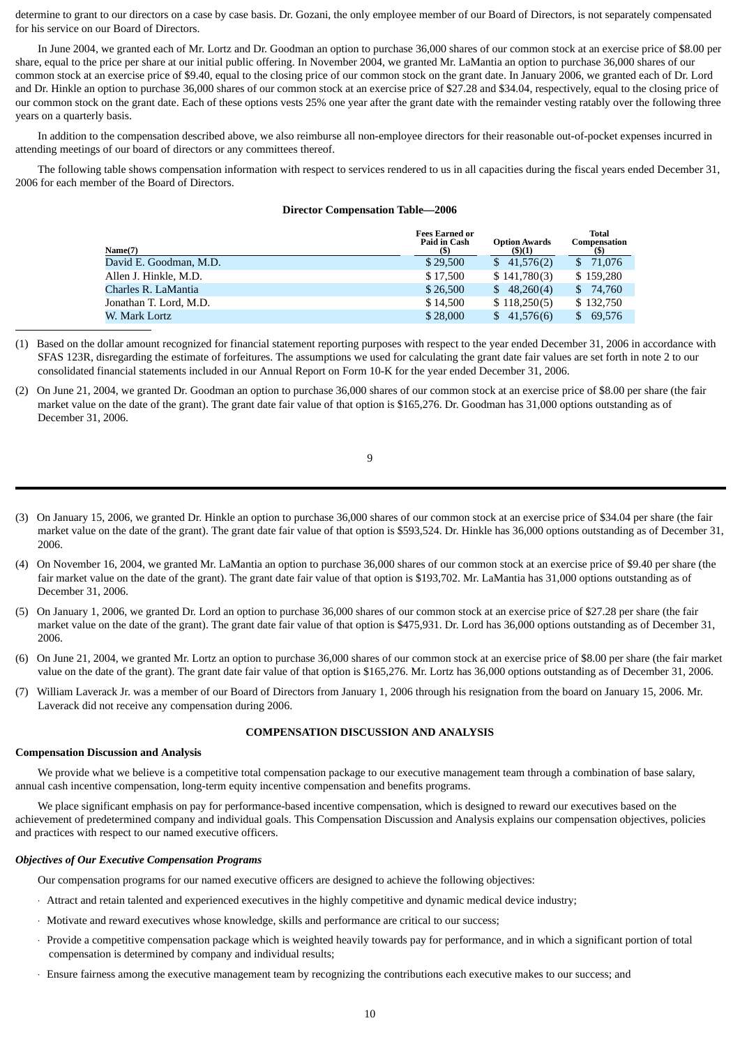determine to grant to our directors on a case by case basis. Dr. Gozani, the only employee member of our Board of Directors, is not separately compensated for his service on our Board of Directors.

In June 2004, we granted each of Mr. Lortz and Dr. Goodman an option to purchase 36,000 shares of our common stock at an exercise price of $8.00 per share, equal to the price per share at our initial public offering. In November 2004, we granted Mr. LaMantia an option to purchase 36,000 shares of our common stock at an exercise price of $9.40, equal to the closing price of our common stock on the grant date. In January 2006, we granted each of Dr. Lord and Dr. Hinkle an option to purchase 36,000 shares of our common stock at an exercise price of $27.28 and $34.04, respectively, equal to the closing price of our common stock on the grant date. Each of these options vests 25% one year after the grant date with the remainder vesting ratably over the following three years on a quarterly basis.

In addition to the compensation described above, we also reimburse all non-employee directors for their reasonable out-of-pocket expenses incurred in attending meetings of our board of directors or any committees thereof.

The following table shows compensation information with respect to services rendered to us in all capacities during the fiscal years ended December 31, 2006 for each member of the Board of Directors.

**Director Compensation Table—2006**

| Name(7) | Fees Earned or Paid in Cash ($) | Option Awards ($)(1) | Total Compensation ($) |
|---|---|---|---|
| David E. Goodman, M.D. | $ 29,500 | $ 41,576(2) | $ 71,076 |
| Allen J. Hinkle, M.D. | $ 17,500 | $ 141,780(3) | $ 159,280 |
| Charles R. LaMantia | $ 26,500 | $ 48,260(4) | $ 74,760 |
| Jonathan T. Lord, M.D. | $ 14,500 | $ 118,250(5) | $ 132,750 |
| W. Mark Lortz | $ 28,000 | $ 41,576(6) | $ 69,576 |

(1) Based on the dollar amount recognized for financial statement reporting purposes with respect to the year ended December 31, 2006 in accordance with SFAS 123R, disregarding the estimate of forfeitures. The assumptions we used for calculating the grant date fair values are set forth in note 2 to our consolidated financial statements included in our Annual Report on Form 10-K for the year ended December 31, 2006.

(2) On June 21, 2004, we granted Dr. Goodman an option to purchase 36,000 shares of our common stock at an exercise price of $8.00 per share (the fair market value on the date of the grant). The grant date fair value of that option is $165,276. Dr. Goodman has 31,000 options outstanding as of December 31, 2006.

(3) On January 15, 2006, we granted Dr. Hinkle an option to purchase 36,000 shares of our common stock at an exercise price of $34.04 per share (the fair market value on the date of the grant). The grant date fair value of that option is $593,524. Dr. Hinkle has 36,000 options outstanding as of December 31, 2006.

(4) On November 16, 2004, we granted Mr. LaMantia an option to purchase 36,000 shares of our common stock at an exercise price of $9.40 per share (the fair market value on the date of the grant). The grant date fair value of that option is $193,702. Mr. LaMantia has 31,000 options outstanding as of December 31, 2006.

(5) On January 1, 2006, we granted Dr. Lord an option to purchase 36,000 shares of our common stock at an exercise price of $27.28 per share (the fair market value on the date of the grant). The grant date fair value of that option is $475,931. Dr. Lord has 36,000 options outstanding as of December 31, 2006.

(6) On June 21, 2004, we granted Mr. Lortz an option to purchase 36,000 shares of our common stock at an exercise price of $8.00 per share (the fair market value on the date of the grant). The grant date fair value of that option is $165,276. Mr. Lortz has 36,000 options outstanding as of December 31, 2006.

(7) William Laverack Jr. was a member of our Board of Directors from January 1, 2006 through his resignation from the board on January 15, 2006. Mr. Laverack did not receive any compensation during 2006.

## COMPENSATION DISCUSSION AND ANALYSIS

**Compensation Discussion and Analysis**

We provide what we believe is a competitive total compensation package to our executive management team through a combination of base salary, annual cash incentive compensation, long-term equity incentive compensation and benefits programs.

We place significant emphasis on pay for performance-based incentive compensation, which is designed to reward our executives based on the achievement of predetermined company and individual goals. This Compensation Discussion and Analysis explains our compensation objectives, policies and practices with respect to our named executive officers.

***Objectives of Our Executive Compensation Programs***

Our compensation programs for our named executive officers are designed to achieve the following objectives:

- Attract and retain talented and experienced executives in the highly competitive and dynamic medical device industry;
- Motivate and reward executives whose knowledge, skills and performance are critical to our success;
- Provide a competitive compensation package which is weighted heavily towards pay for performance, and in which a significant portion of total compensation is determined by company and individual results;
- Ensure fairness among the executive management team by recognizing the contributions each executive makes to our success; and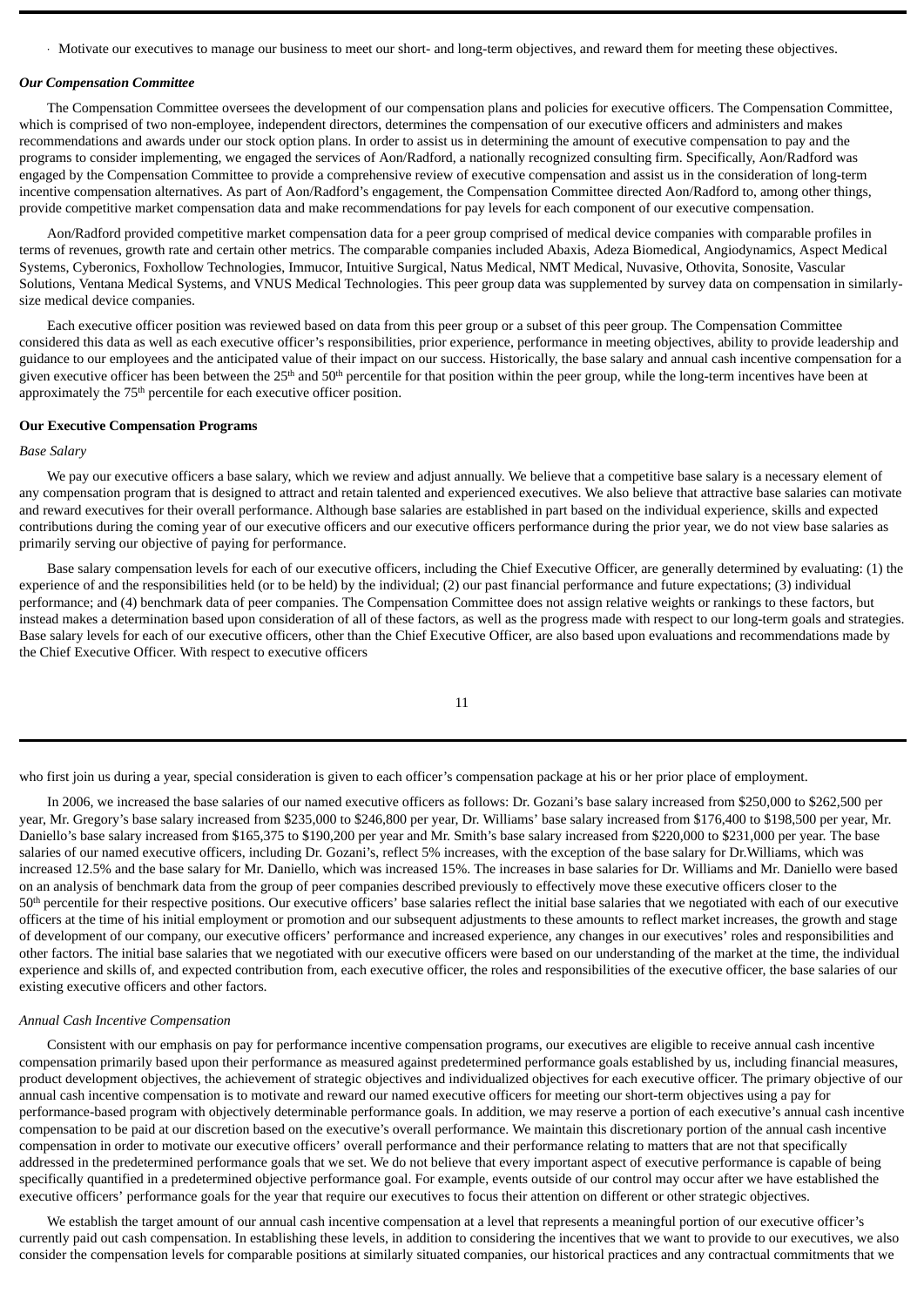- Motivate our executives to manage our business to meet our short- and long-term objectives, and reward them for meeting these objectives.

***Our Compensation Committee***

The Compensation Committee oversees the development of our compensation plans and policies for executive officers. The Compensation Committee, which is comprised of two non-employee, independent directors, determines the compensation of our executive officers and administers and makes recommendations and awards under our stock option plans. In order to assist us in determining the amount of executive compensation to pay and the programs to consider implementing, we engaged the services of Aon/Radford, a nationally recognized consulting firm. Specifically, Aon/Radford was engaged by the Compensation Committee to provide a comprehensive review of executive compensation and assist us in the consideration of long-term incentive compensation alternatives. As part of Aon/Radford's engagement, the Compensation Committee directed Aon/Radford to, among other things, provide competitive market compensation data and make recommendations for pay levels for each component of our executive compensation.

Aon/Radford provided competitive market compensation data for a peer group comprised of medical device companies with comparable profiles in terms of revenues, growth rate and certain other metrics. The comparable companies included Abaxis, Adeza Biomedical, Angiodynamics, Aspect Medical Systems, Cyberonics, Foxhollow Technologies, Immucor, Intuitive Surgical, Natus Medical, NMT Medical, Nuvasive, Othovita, Sonosite, Vascular Solutions, Ventana Medical Systems, and VNUS Medical Technologies. This peer group data was supplemented by survey data on compensation in similarly-size medical device companies.

Each executive officer position was reviewed based on data from this peer group or a subset of this peer group. The Compensation Committee considered this data as well as each executive officer's responsibilities, prior experience, performance in meeting objectives, ability to provide leadership and guidance to our employees and the anticipated value of their impact on our success. Historically, the base salary and annual cash incentive compensation for a given executive officer has been between the 25th and 50th percentile for that position within the peer group, while the long-term incentives have been at approximately the 75th percentile for each executive officer position.

**Our Executive Compensation Programs**

*Base Salary*

We pay our executive officers a base salary, which we review and adjust annually. We believe that a competitive base salary is a necessary element of any compensation program that is designed to attract and retain talented and experienced executives. We also believe that attractive base salaries can motivate and reward executives for their overall performance. Although base salaries are established in part based on the individual experience, skills and expected contributions during the coming year of our executive officers and our executive officers performance during the prior year, we do not view base salaries as primarily serving our objective of paying for performance.

Base salary compensation levels for each of our executive officers, including the Chief Executive Officer, are generally determined by evaluating: (1) the experience of and the responsibilities held (or to be held) by the individual; (2) our past financial performance and future expectations; (3) individual performance; and (4) benchmark data of peer companies. The Compensation Committee does not assign relative weights or rankings to these factors, but instead makes a determination based upon consideration of all of these factors, as well as the progress made with respect to our long-term goals and strategies. Base salary levels for each of our executive officers, other than the Chief Executive Officer, are also based upon evaluations and recommendations made by the Chief Executive Officer. With respect to executive officers who first join us during a year, special consideration is given to each officer's compensation package at his or her prior place of employment.

In 2006, we increased the base salaries of our named executive officers as follows: Dr. Gozani's base salary increased from $250,000 to $262,500 per year, Mr. Gregory's base salary increased from $235,000 to $246,800 per year, Dr. Williams' base salary increased from $176,400 to $198,500 per year, Mr. Daniello's base salary increased from $165,375 to $190,200 per year and Mr. Smith's base salary increased from $220,000 to $231,000 per year. The base salaries of our named executive officers, including Dr. Gozani's, reflect 5% increases, with the exception of the base salary for Dr.Williams, which was increased 12.5% and the base salary for Mr. Daniello, which was increased 15%. The increases in base salaries for Dr. Williams and Mr. Daniello were based on an analysis of benchmark data from the group of peer companies described previously to effectively move these executive officers closer to the 50th percentile for their respective positions. Our executive officers' base salaries reflect the initial base salaries that we negotiated with each of our executive officers at the time of his initial employment or promotion and our subsequent adjustments to these amounts to reflect market increases, the growth and stage of development of our company, our executive officers' performance and increased experience, any changes in our executives' roles and responsibilities and other factors. The initial base salaries that we negotiated with our executive officers were based on our understanding of the market at the time, the individual experience and skills of, and expected contribution from, each executive officer, the roles and responsibilities of the executive officer, the base salaries of our existing executive officers and other factors.

*Annual Cash Incentive Compensation*

Consistent with our emphasis on pay for performance incentive compensation programs, our executives are eligible to receive annual cash incentive compensation primarily based upon their performance as measured against predetermined performance goals established by us, including financial measures, product development objectives, the achievement of strategic objectives and individualized objectives for each executive officer. The primary objective of our annual cash incentive compensation is to motivate and reward our named executive officers for meeting our short-term objectives using a pay for performance-based program with objectively determinable performance goals. In addition, we may reserve a portion of each executive's annual cash incentive compensation to be paid at our discretion based on the executive's overall performance. We maintain this discretionary portion of the annual cash incentive compensation in order to motivate our executive officers' overall performance and their performance relating to matters that are not that specifically addressed in the predetermined performance goals that we set. We do not believe that every important aspect of executive performance is capable of being specifically quantified in a predetermined objective performance goal. For example, events outside of our control may occur after we have established the executive officers' performance goals for the year that require our executives to focus their attention on different or other strategic objectives.

We establish the target amount of our annual cash incentive compensation at a level that represents a meaningful portion of our executive officer's currently paid out cash compensation. In establishing these levels, in addition to considering the incentives that we want to provide to our executives, we also consider the compensation levels for comparable positions at similarly situated companies, our historical practices and any contractual commitments that we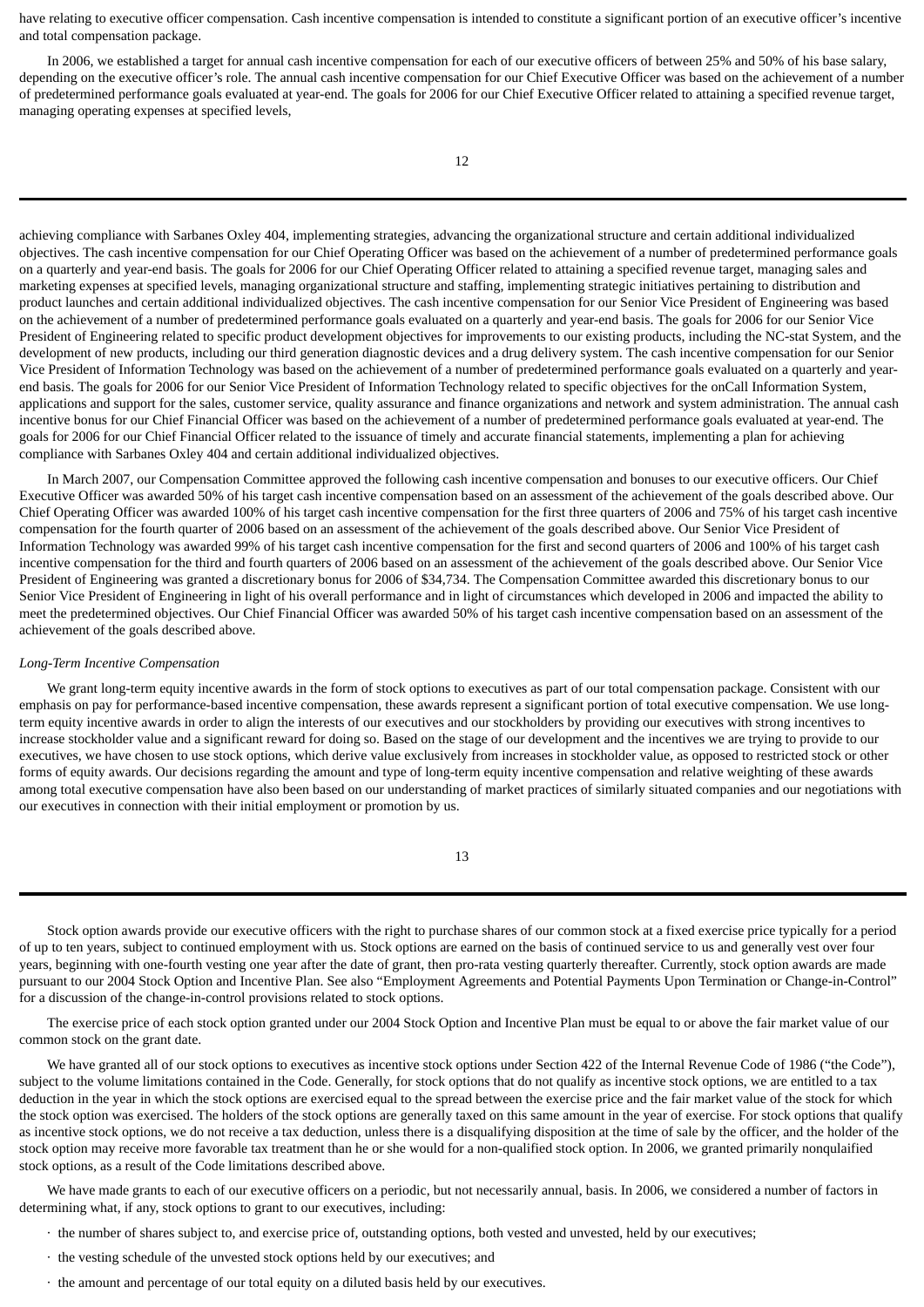have relating to executive officer compensation. Cash incentive compensation is intended to constitute a significant portion of an executive officer's incentive and total compensation package.

In 2006, we established a target for annual cash incentive compensation for each of our executive officers of between 25% and 50% of his base salary, depending on the executive officer's role. The annual cash incentive compensation for our Chief Executive Officer was based on the achievement of a number of predetermined performance goals evaluated at year-end. The goals for 2006 for our Chief Executive Officer related to attaining a specified revenue target, managing operating expenses at specified levels,

achieving compliance with Sarbanes Oxley 404, implementing strategies, advancing the organizational structure and certain additional individualized objectives. The cash incentive compensation for our Chief Operating Officer was based on the achievement of a number of predetermined performance goals on a quarterly and year-end basis. The goals for 2006 for our Chief Operating Officer related to attaining a specified revenue target, managing sales and marketing expenses at specified levels, managing organizational structure and staffing, implementing strategic initiatives pertaining to distribution and product launches and certain additional individualized objectives. The cash incentive compensation for our Senior Vice President of Engineering was based on the achievement of a number of predetermined performance goals evaluated on a quarterly and year-end basis. The goals for 2006 for our Senior Vice President of Engineering related to specific product development objectives for improvements to our existing products, including the NC-stat System, and the development of new products, including our third generation diagnostic devices and a drug delivery system. The cash incentive compensation for our Senior Vice President of Information Technology was based on the achievement of a number of predetermined performance goals evaluated on a quarterly and year-end basis. The goals for 2006 for our Senior Vice President of Information Technology related to specific objectives for the onCall Information System, applications and support for the sales, customer service, quality assurance and finance organizations and network and system administration. The annual cash incentive bonus for our Chief Financial Officer was based on the achievement of a number of predetermined performance goals evaluated at year-end. The goals for 2006 for our Chief Financial Officer related to the issuance of timely and accurate financial statements, implementing a plan for achieving compliance with Sarbanes Oxley 404 and certain additional individualized objectives.

In March 2007, our Compensation Committee approved the following cash incentive compensation and bonuses to our executive officers. Our Chief Executive Officer was awarded 50% of his target cash incentive compensation based on an assessment of the achievement of the goals described above. Our Chief Operating Officer was awarded 100% of his target cash incentive compensation for the first three quarters of 2006 and 75% of his target cash incentive compensation for the fourth quarter of 2006 based on an assessment of the achievement of the goals described above. Our Senior Vice President of Information Technology was awarded 99% of his target cash incentive compensation for the first and second quarters of 2006 and 100% of his target cash incentive compensation for the third and fourth quarters of 2006 based on an assessment of the achievement of the goals described above. Our Senior Vice President of Engineering was granted a discretionary bonus for 2006 of $34,734. The Compensation Committee awarded this discretionary bonus to our Senior Vice President of Engineering in light of his overall performance and in light of circumstances which developed in 2006 and impacted the ability to meet the predetermined objectives. Our Chief Financial Officer was awarded 50% of his target cash incentive compensation based on an assessment of the achievement of the goals described above.

*Long-Term Incentive Compensation*

We grant long-term equity incentive awards in the form of stock options to executives as part of our total compensation package. Consistent with our emphasis on pay for performance-based incentive compensation, these awards represent a significant portion of total executive compensation. We use long-term equity incentive awards in order to align the interests of our executives and our stockholders by providing our executives with strong incentives to increase stockholder value and a significant reward for doing so. Based on the stage of our development and the incentives we are trying to provide to our executives, we have chosen to use stock options, which derive value exclusively from increases in stockholder value, as opposed to restricted stock or other forms of equity awards. Our decisions regarding the amount and type of long-term equity incentive compensation and relative weighting of these awards among total executive compensation have also been based on our understanding of market practices of similarly situated companies and our negotiations with our executives in connection with their initial employment or promotion by us.

Stock option awards provide our executive officers with the right to purchase shares of our common stock at a fixed exercise price typically for a period of up to ten years, subject to continued employment with us. Stock options are earned on the basis of continued service to us and generally vest over four years, beginning with one-fourth vesting one year after the date of grant, then pro-rata vesting quarterly thereafter. Currently, stock option awards are made pursuant to our 2004 Stock Option and Incentive Plan. See also "Employment Agreements and Potential Payments Upon Termination or Change-in-Control" for a discussion of the change-in-control provisions related to stock options.

The exercise price of each stock option granted under our 2004 Stock Option and Incentive Plan must be equal to or above the fair market value of our common stock on the grant date.

We have granted all of our stock options to executives as incentive stock options under Section 422 of the Internal Revenue Code of 1986 ("the Code"), subject to the volume limitations contained in the Code. Generally, for stock options that do not qualify as incentive stock options, we are entitled to a tax deduction in the year in which the stock options are exercised equal to the spread between the exercise price and the fair market value of the stock for which the stock option was exercised. The holders of the stock options are generally taxed on this same amount in the year of exercise. For stock options that qualify as incentive stock options, we do not receive a tax deduction, unless there is a disqualifying disposition at the time of sale by the officer, and the holder of the stock option may receive more favorable tax treatment than he or she would for a non-qualified stock option. In 2006, we granted primarily nonqulaified stock options, as a result of the Code limitations described above.

We have made grants to each of our executive officers on a periodic, but not necessarily annual, basis. In 2006, we considered a number of factors in determining what, if any, stock options to grant to our executives, including:

- the number of shares subject to, and exercise price of, outstanding options, both vested and unvested, held by our executives;
- the vesting schedule of the unvested stock options held by our executives; and
- the amount and percentage of our total equity on a diluted basis held by our executives.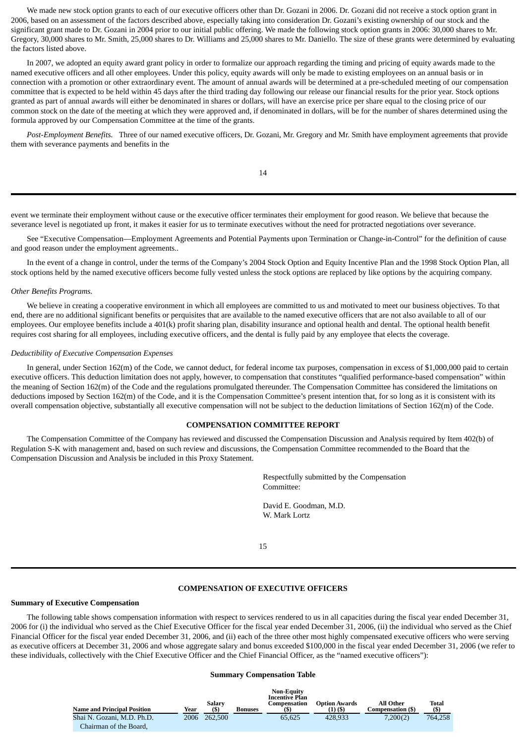We made new stock option grants to each of our executive officers other than Dr. Gozani in 2006. Dr. Gozani did not receive a stock option grant in 2006, based on an assessment of the factors described above, especially taking into consideration Dr. Gozani's existing ownership of our stock and the significant grant made to Dr. Gozani in 2004 prior to our initial public offering. We made the following stock option grants in 2006: 30,000 shares to Mr. Gregory, 30,000 shares to Mr. Smith, 25,000 shares to Dr. Williams and 25,000 shares to Mr. Daniello. The size of these grants were determined by evaluating the factors listed above.

In 2007, we adopted an equity award grant policy in order to formalize our approach regarding the timing and pricing of equity awards made to the named executive officers and all other employees. Under this policy, equity awards will only be made to existing employees on an annual basis or in connection with a promotion or other extraordinary event. The amount of annual awards will be determined at a pre-scheduled meeting of our compensation committee that is expected to be held within 45 days after the third trading day following our release our financial results for the prior year. Stock options granted as part of annual awards will either be denominated in shares or dollars, will have an exercise price per share equal to the closing price of our common stock on the date of the meeting at which they were approved and, if denominated in dollars, will be for the number of shares determined using the formula approved by our Compensation Committee at the time of the grants.

*Post-Employment Benefits.* Three of our named executive officers, Dr. Gozani, Mr. Gregory and Mr. Smith have employment agreements that provide them with severance payments and benefits in the event we terminate their employment without cause or the executive officer terminates their employment for good reason. We believe that because the severance level is negotiated up front, it makes it easier for us to terminate executives without the need for protracted negotiations over severance.

See "Executive Compensation—Employment Agreements and Potential Payments upon Termination or Change-in-Control" for the definition of cause and good reason under the employment agreements..

In the event of a change in control, under the terms of the Company's 2004 Stock Option and Equity Incentive Plan and the 1998 Stock Option Plan, all stock options held by the named executive officers become fully vested unless the stock options are replaced by like options by the acquiring company.

*Other Benefits Programs.*

We believe in creating a cooperative environment in which all employees are committed to us and motivated to meet our business objectives. To that end, there are no additional significant benefits or perquisites that are available to the named executive officers that are not also available to all of our employees. Our employee benefits include a 401(k) profit sharing plan, disability insurance and optional health and dental. The optional health benefit requires cost sharing for all employees, including executive officers, and the dental is fully paid by any employee that elects the coverage.

*Deductibility of Executive Compensation Expenses*

In general, under Section 162(m) of the Code, we cannot deduct, for federal income tax purposes, compensation in excess of $1,000,000 paid to certain executive officers. This deduction limitation does not apply, however, to compensation that constitutes "qualified performance-based compensation" within the meaning of Section 162(m) of the Code and the regulations promulgated thereunder. The Compensation Committee has considered the limitations on deductions imposed by Section 162(m) of the Code, and it is the Compensation Committee's present intention that, for so long as it is consistent with its overall compensation objective, substantially all executive compensation will not be subject to the deduction limitations of Section 162(m) of the Code.

## COMPENSATION COMMITTEE REPORT

The Compensation Committee of the Company has reviewed and discussed the Compensation Discussion and Analysis required by Item 402(b) of Regulation S-K with management and, based on such review and discussions, the Compensation Committee recommended to the Board that the Compensation Discussion and Analysis be included in this Proxy Statement.

Respectfully submitted by the Compensation Committee:

David E. Goodman, M.D.
W. Mark Lortz

## COMPENSATION OF EXECUTIVE OFFICERS

### Summary of Executive Compensation

The following table shows compensation information with respect to services rendered to us in all capacities during the fiscal year ended December 31, 2006 for (i) the individual who served as the Chief Executive Officer for the fiscal year ended December 31, 2006, (ii) the individual who served as the Chief Financial Officer for the fiscal year ended December 31, 2006, and (ii) each of the three other most highly compensated executive officers who were serving as executive officers at December 31, 2006 and whose aggregate salary and bonus exceeded $100,000 in the fiscal year ended December 31, 2006 (we refer to these individuals, collectively with the Chief Executive Officer and the Chief Financial Officer, as the "named executive officers"):

**Summary Compensation Table**

| Name and Principal Position | Year | Salary ($) | Bonuses | Non-Equity Incentive Plan Compensation ($) | Option Awards (1) ($) | All Other Compensation ($) | Total ($) |
|---|---|---|---|---|---|---|---|
| Shai N. Gozani, M.D. Ph.D. | 2006 | 262,500 | | 65,625 | 428,933 | 7,200(2) | 764,258 |
| Chairman of the Board, | | | | | | | |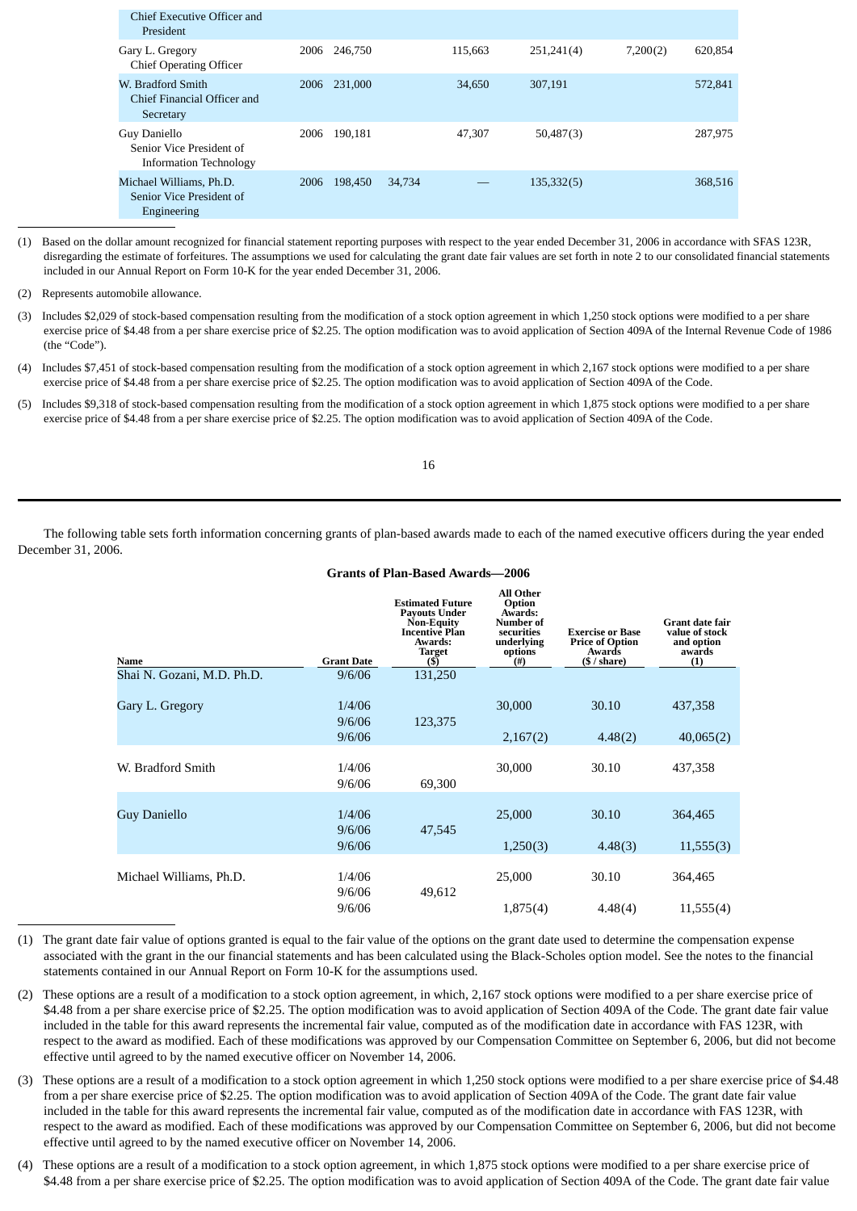| | | | | | | | |
|---|---|---|---|---|---|---|---|
| Chief Executive Officer and President | | | | | | | |
| Gary L. Gregory<br>Chief Operating Officer | 2006 | 246,750 | | 115,663 | 251,241(4) | 7,200(2) | 620,854 |
| W. Bradford Smith<br>Chief Financial Officer and Secretary | 2006 | 231,000 | | 34,650 | 307,191 | | 572,841 |
| Guy Daniello<br>Senior Vice President of Information Technology | 2006 | 190,181 | | 47,307 | 50,487(3) | | 287,975 |
| Michael Williams, Ph.D.<br>Senior Vice President of Engineering | 2006 | 198,450 | 34,734 | — | 135,332(5) | | 368,516 |

(1) Based on the dollar amount recognized for financial statement reporting purposes with respect to the year ended December 31, 2006 in accordance with SFAS 123R, disregarding the estimate of forfeitures. The assumptions we used for calculating the grant date fair values are set forth in note 2 to our consolidated financial statements included in our Annual Report on Form 10-K for the year ended December 31, 2006.

(2) Represents automobile allowance.

(3) Includes $2,029 of stock-based compensation resulting from the modification of a stock option agreement in which 1,250 stock options were modified to a per share exercise price of $4.48 from a per share exercise price of $2.25. The option modification was to avoid application of Section 409A of the Internal Revenue Code of 1986 (the "Code").

(4) Includes $7,451 of stock-based compensation resulting from the modification of a stock option agreement in which 2,167 stock options were modified to a per share exercise price of $4.48 from a per share exercise price of $2.25. The option modification was to avoid application of Section 409A of the Code.

(5) Includes $9,318 of stock-based compensation resulting from the modification of a stock option agreement in which 1,875 stock options were modified to a per share exercise price of $4.48 from a per share exercise price of $2.25. The option modification was to avoid application of Section 409A of the Code.

The following table sets forth information concerning grants of plan-based awards made to each of the named executive officers during the year ended December 31, 2006.

**Grants of Plan-Based Awards—2006**

| Name | Grant Date | Estimated Future Payouts Under Non-Equity Incentive Plan Awards: Target ($) | All Other Option Awards: Number of securities underlying options (#) | Exercise or Base Price of Option Awards ($ / share) | Grant date fair value of stock and option awards (1) |
|---|---|---|---|---|---|
| Shai N. Gozani, M.D. Ph.D. | 9/6/06 | 131,250 | | | |
| Gary L. Gregory | 1/4/06 | | 30,000 | 30.10 | 437,358 |
| | 9/6/06 | 123,375 | | | |
| | 9/6/06 | | 2,167(2) | 4.48(2) | 40,065(2) |
| W. Bradford Smith | 1/4/06 | | 30,000 | 30.10 | 437,358 |
| | 9/6/06 | 69,300 | | | |
| Guy Daniello | 1/4/06 | | 25,000 | 30.10 | 364,465 |
| | 9/6/06 | 47,545 | | | |
| | 9/6/06 | | 1,250(3) | 4.48(3) | 11,555(3) |
| Michael Williams, Ph.D. | 1/4/06 | | 25,000 | 30.10 | 364,465 |
| | 9/6/06 | 49,612 | | | |
| | 9/6/06 | | 1,875(4) | 4.48(4) | 11,555(4) |

(1) The grant date fair value of options granted is equal to the fair value of the options on the grant date used to determine the compensation expense associated with the grant in the our financial statements and has been calculated using the Black-Scholes option model. See the notes to the financial statements contained in our Annual Report on Form 10-K for the assumptions used.

(2) These options are a result of a modification to a stock option agreement, in which, 2,167 stock options were modified to a per share exercise price of $4.48 from a per share exercise price of $2.25. The option modification was to avoid application of Section 409A of the Code. The grant date fair value included in the table for this award represents the incremental fair value, computed as of the modification date in accordance with FAS 123R, with respect to the award as modified. Each of these modifications was approved by our Compensation Committee on September 6, 2006, but did not become effective until agreed to by the named executive officer on November 14, 2006.

(3) These options are a result of a modification to a stock option agreement in which 1,250 stock options were modified to a per share exercise price of $4.48 from a per share exercise price of $2.25. The option modification was to avoid application of Section 409A of the Code. The grant date fair value included in the table for this award represents the incremental fair value, computed as of the modification date in accordance with FAS 123R, with respect to the award as modified. Each of these modifications was approved by our Compensation Committee on September 6, 2006, but did not become effective until agreed to by the named executive officer on November 14, 2006.

(4) These options are a result of a modification to a stock option agreement, in which 1,875 stock options were modified to a per share exercise price of $4.48 from a per share exercise price of $2.25. The option modification was to avoid application of Section 409A of the Code. The grant date fair value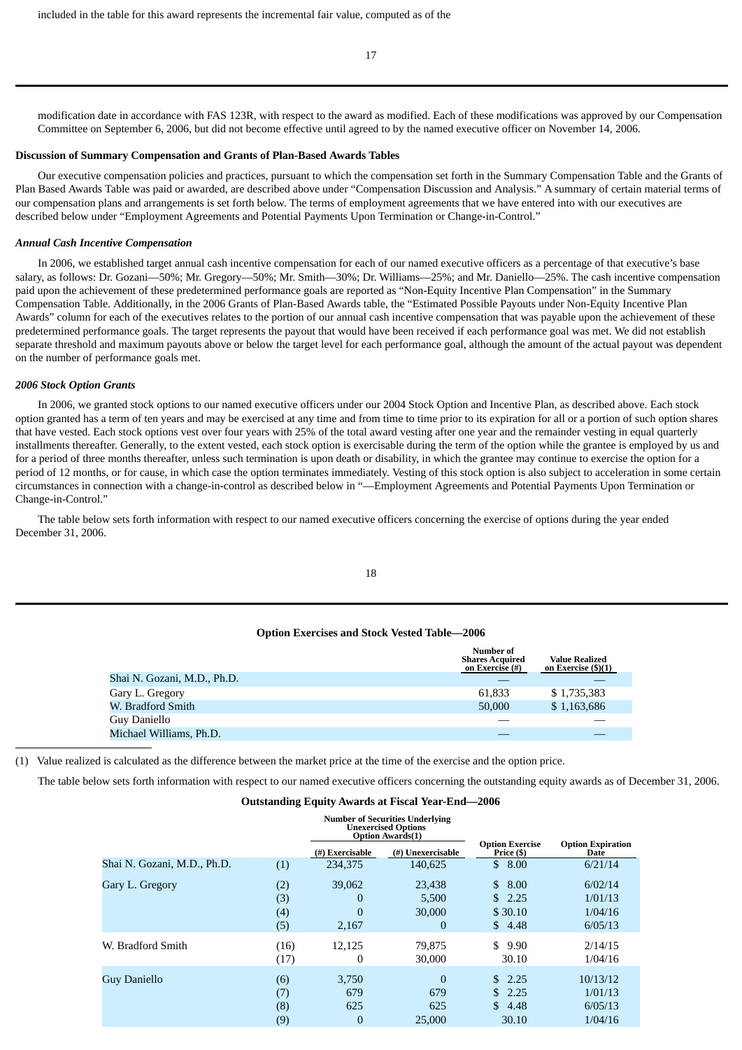included in the table for this award represents the incremental fair value, computed as of the modification date in accordance with FAS 123R, with respect to the award as modified. Each of these modifications was approved by our Compensation Committee on September 6, 2006, but did not become effective until agreed to by the named executive officer on November 14, 2006.

**Discussion of Summary Compensation and Grants of Plan-Based Awards Tables**

Our executive compensation policies and practices, pursuant to which the compensation set forth in the Summary Compensation Table and the Grants of Plan Based Awards Table was paid or awarded, are described above under "Compensation Discussion and Analysis." A summary of certain material terms of our compensation plans and arrangements is set forth below. The terms of employment agreements that we have entered into with our executives are described below under "Employment Agreements and Potential Payments Upon Termination or Change-in-Control."

***Annual Cash Incentive Compensation***

In 2006, we established target annual cash incentive compensation for each of our named executive officers as a percentage of that executive's base salary, as follows: Dr. Gozani—50%; Mr. Gregory—50%; Mr. Smith—30%; Dr. Williams—25%; and Mr. Daniello—25%. The cash incentive compensation paid upon the achievement of these predetermined performance goals are reported as "Non-Equity Incentive Plan Compensation" in the Summary Compensation Table. Additionally, in the 2006 Grants of Plan-Based Awards table, the "Estimated Possible Payouts under Non-Equity Incentive Plan Awards" column for each of the executives relates to the portion of our annual cash incentive compensation that was payable upon the achievement of these predetermined performance goals. The target represents the payout that would have been received if each performance goal was met. We did not establish separate threshold and maximum payouts above or below the target level for each performance goal, although the amount of the actual payout was dependent on the number of performance goals met.

***2006 Stock Option Grants***

In 2006, we granted stock options to our named executive officers under our 2004 Stock Option and Incentive Plan, as described above. Each stock option granted has a term of ten years and may be exercised at any time and from time to time prior to its expiration for all or a portion of such option shares that have vested. Each stock options vest over four years with 25% of the total award vesting after one year and the remainder vesting in equal quarterly installments thereafter. Generally, to the extent vested, each stock option is exercisable during the term of the option while the grantee is employed by us and for a period of three months thereafter, unless such termination is upon death or disability, in which the grantee may continue to exercise the option for a period of 12 months, or for cause, in which case the option terminates immediately. Vesting of this stock option is also subject to acceleration in some certain circumstances in connection with a change-in-control as described below in "—Employment Agreements and Potential Payments Upon Termination or Change-in-Control."

The table below sets forth information with respect to our named executive officers concerning the exercise of options during the year ended December 31, 2006.

**Option Exercises and Stock Vested Table—2006**

| | Number of Shares Acquired on Exercise (#) | Value Realized on Exercise ($)(1) |
|---|---|---|
| Shai N. Gozani, M.D., Ph.D. | — | — |
| Gary L. Gregory | 61,833 | $ 1,735,383 |
| W. Bradford Smith | 50,000 | $ 1,163,686 |
| Guy Daniello | — | — |
| Michael Williams, Ph.D. | — | — |

(1) Value realized is calculated as the difference between the market price at the time of the exercise and the option price.

The table below sets forth information with respect to our named executive officers concerning the outstanding equity awards as of December 31, 2006.

**Outstanding Equity Awards at Fiscal Year-End—2006**

| | | Number of Securities Underlying Unexercised Options Option Awards(1) | | | |
|---|---|---|---|---|---|
| | | (#) Exercisable | (#) Unexercisable | Option Exercise Price ($) | Option Expiration Date |
| Shai N. Gozani, M.D., Ph.D. | (1) | 234,375 | 140,625 | $ 8.00 | 6/21/14 |
| Gary L. Gregory | (2) | 39,062 | 23,438 | $ 8.00 | 6/02/14 |
| | (3) | 0 | 5,500 | $ 2.25 | 1/01/13 |
| | (4) | 0 | 30,000 | $ 30.10 | 1/04/16 |
| | (5) | 2,167 | 0 | $ 4.48 | 6/05/13 |
| W. Bradford Smith | (16) | 12,125 | 79,875 | $ 9.90 | 2/14/15 |
| | (17) | 0 | 30,000 | 30.10 | 1/04/16 |
| Guy Daniello | (6) | 3,750 | 0 | $ 2.25 | 10/13/12 |
| | (7) | 679 | 679 | $ 2.25 | 1/01/13 |
| | (8) | 625 | 625 | $ 4.48 | 6/05/13 |
| | (9) | 0 | 25,000 | 30.10 | 1/04/16 |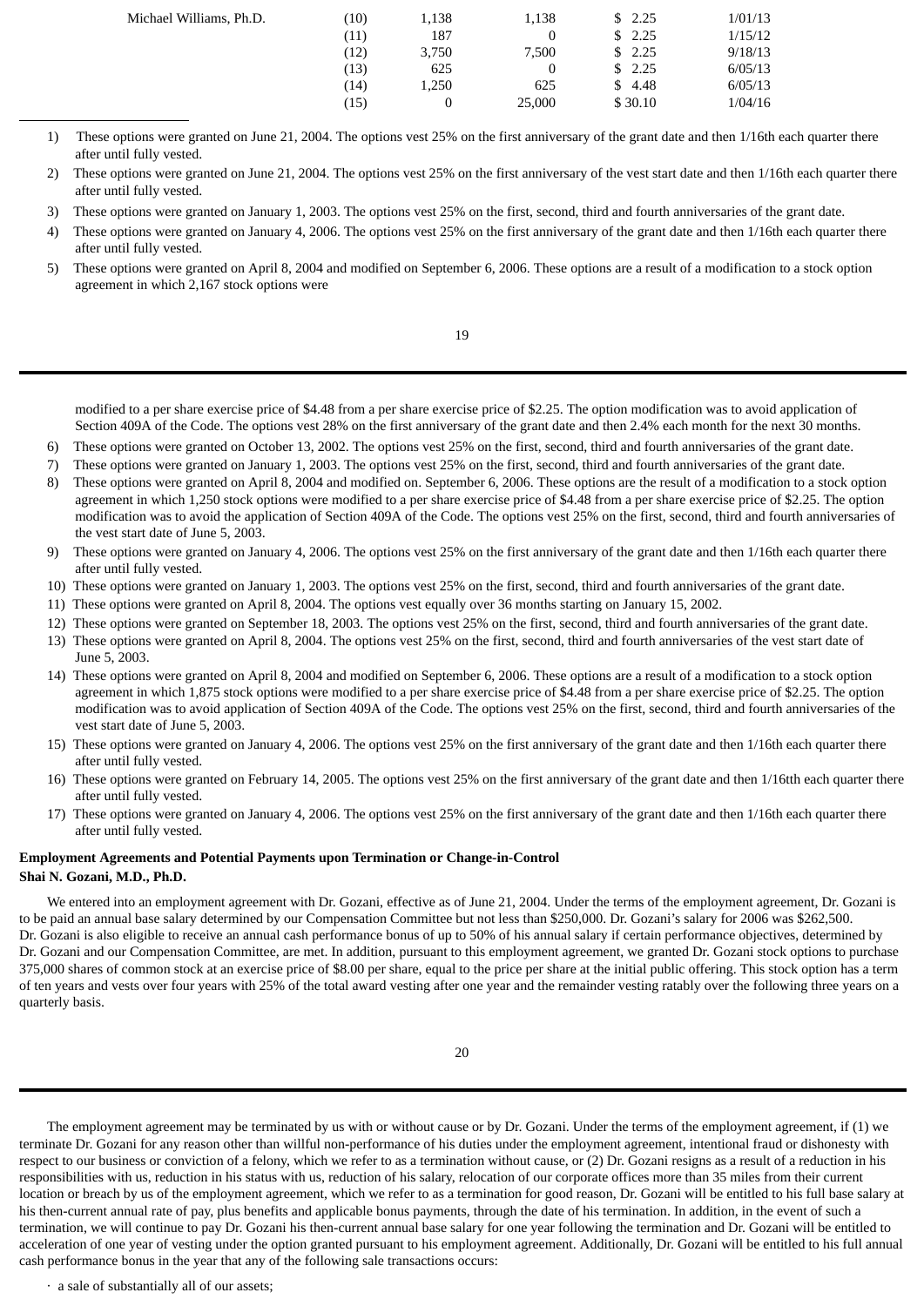| | | | | | |
|---|---|---|---|---|---|
| Michael Williams, Ph.D. | (10) | 1,138 | 1,138 | $ 2.25 | 1/01/13 |
| | (11) | 187 | 0 | $ 2.25 | 1/15/12 |
| | (12) | 3,750 | 7,500 | $ 2.25 | 9/18/13 |
| | (13) | 625 | 0 | $ 2.25 | 6/05/13 |
| | (14) | 1,250 | 625 | $ 4.48 | 6/05/13 |
| | (15) | 0 | 25,000 | $ 30.10 | 1/04/16 |

1) These options were granted on June 21, 2004. The options vest 25% on the first anniversary of the grant date and then 1/16th each quarter there after until fully vested.

2) These options were granted on June 21, 2004. The options vest 25% on the first anniversary of the vest start date and then 1/16th each quarter there after until fully vested.

3) These options were granted on January 1, 2003. The options vest 25% on the first, second, third and fourth anniversaries of the grant date.

4) These options were granted on January 4, 2006. The options vest 25% on the first anniversary of the grant date and then 1/16th each quarter there after until fully vested.

5) These options were granted on April 8, 2004 and modified on September 6, 2006. These options are a result of a modification to a stock option agreement in which 2,167 stock options were modified to a per share exercise price of $4.48 from a per share exercise price of $2.25. The option modification was to avoid application of Section 409A of the Code. The options vest 28% on the first anniversary of the grant date and then 2.4% each month for the next 30 months.

6) These options were granted on October 13, 2002. The options vest 25% on the first, second, third and fourth anniversaries of the grant date.

7) These options were granted on January 1, 2003. The options vest 25% on the first, second, third and fourth anniversaries of the grant date.

8) These options were granted on April 8, 2004 and modified on. September 6, 2006. These options are the result of a modification to a stock option agreement in which 1,250 stock options were modified to a per share exercise price of $4.48 from a per share exercise price of $2.25. The option modification was to avoid the application of Section 409A of the Code. The options vest 25% on the first, second, third and fourth anniversaries of the vest start date of June 5, 2003.

9) These options were granted on January 4, 2006. The options vest 25% on the first anniversary of the grant date and then 1/16th each quarter there after until fully vested.

10) These options were granted on January 1, 2003. The options vest 25% on the first, second, third and fourth anniversaries of the grant date.

11) These options were granted on April 8, 2004. The options vest equally over 36 months starting on January 15, 2002.

12) These options were granted on September 18, 2003. The options vest 25% on the first, second, third and fourth anniversaries of the grant date.

13) These options were granted on April 8, 2004. The options vest 25% on the first, second, third and fourth anniversaries of the vest start date of June 5, 2003.

14) These options were granted on April 8, 2004 and modified on September 6, 2006. These options are a result of a modification to a stock option agreement in which 1,875 stock options were modified to a per share exercise price of $4.48 from a per share exercise price of $2.25. The option modification was to avoid application of Section 409A of the Code. The options vest 25% on the first, second, third and fourth anniversaries of the vest start date of June 5, 2003.

15) These options were granted on January 4, 2006. The options vest 25% on the first anniversary of the grant date and then 1/16th each quarter there after until fully vested.

16) These options were granted on February 14, 2005. The options vest 25% on the first anniversary of the grant date and then 1/16tth each quarter there after until fully vested.

17) These options were granted on January 4, 2006. The options vest 25% on the first anniversary of the grant date and then 1/16th each quarter there after until fully vested.

**Employment Agreements and Potential Payments upon Termination or Change-in-Control**

**Shai N. Gozani, M.D., Ph.D.**

We entered into an employment agreement with Dr. Gozani, effective as of June 21, 2004. Under the terms of the employment agreement, Dr. Gozani is to be paid an annual base salary determined by our Compensation Committee but not less than $250,000. Dr. Gozani's salary for 2006 was $262,500. Dr. Gozani is also eligible to receive an annual cash performance bonus of up to 50% of his annual salary if certain performance objectives, determined by Dr. Gozani and our Compensation Committee, are met. In addition, pursuant to this employment agreement, we granted Dr. Gozani stock options to purchase 375,000 shares of common stock at an exercise price of $8.00 per share, equal to the price per share at the initial public offering. This stock option has a term of ten years and vests over four years with 25% of the total award vesting after one year and the remainder vesting ratably over the following three years on a quarterly basis.

The employment agreement may be terminated by us with or without cause or by Dr. Gozani. Under the terms of the employment agreement, if (1) we terminate Dr. Gozani for any reason other than willful non-performance of his duties under the employment agreement, intentional fraud or dishonesty with respect to our business or conviction of a felony, which we refer to as a termination without cause, or (2) Dr. Gozani resigns as a result of a reduction in his responsibilities with us, reduction in his status with us, reduction of his salary, relocation of our corporate offices more than 35 miles from their current location or breach by us of the employment agreement, which we refer to as a termination for good reason, Dr. Gozani will be entitled to his full base salary at his then-current annual rate of pay, plus benefits and applicable bonus payments, through the date of his termination. In addition, in the event of such a termination, we will continue to pay Dr. Gozani his then-current annual base salary for one year following the termination and Dr. Gozani will be entitled to acceleration of one year of vesting under the option granted pursuant to his employment agreement. Additionally, Dr. Gozani will be entitled to his full annual cash performance bonus in the year that any of the following sale transactions occurs:

- a sale of substantially all of our assets;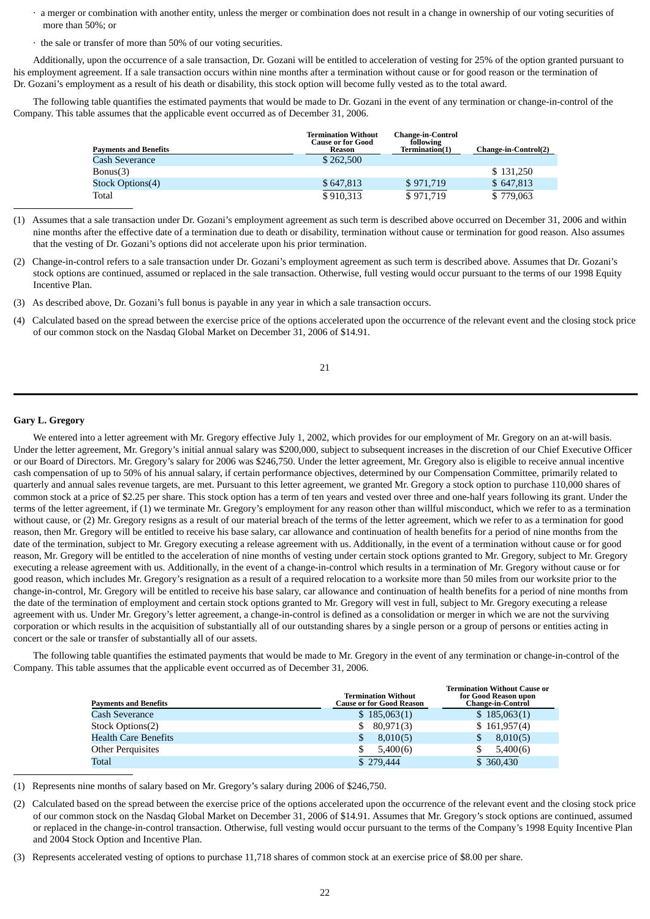- a merger or combination with another entity, unless the merger or combination does not result in a change in ownership of our voting securities of more than 50%; or
- the sale or transfer of more than 50% of our voting securities.

Additionally, upon the occurrence of a sale transaction, Dr. Gozani will be entitled to acceleration of vesting for 25% of the option granted pursuant to his employment agreement. If a sale transaction occurs within nine months after a termination without cause or for good reason or the termination of Dr. Gozani's employment as a result of his death or disability, this stock option will become fully vested as to the total award.

The following table quantifies the estimated payments that would be made to Dr. Gozani in the event of any termination or change-in-control of the Company. This table assumes that the applicable event occurred as of December 31, 2006.

| Payments and Benefits | Termination Without Cause or for Good Reason | Change-in-Control following Termination(1) | Change-in-Control(2) |
|---|---|---|---|
| Cash Severance | $ 262,500 | | |
| Bonus(3) | | | $ 131,250 |
| Stock Options(4) | $ 647,813 | $ 971,719 | $ 647,813 |
| Total | $ 910,313 | $ 971,719 | $ 779,063 |

(1) Assumes that a sale transaction under Dr. Gozani's employment agreement as such term is described above occurred on December 31, 2006 and within nine months after the effective date of a termination due to death or disability, termination without cause or termination for good reason. Also assumes that the vesting of Dr. Gozani's options did not accelerate upon his prior termination.

(2) Change-in-control refers to a sale transaction under Dr. Gozani's employment agreement as such term is described above. Assumes that Dr. Gozani's stock options are continued, assumed or replaced in the sale transaction. Otherwise, full vesting would occur pursuant to the terms of our 1998 Equity Incentive Plan.

(3) As described above, Dr. Gozani's full bonus is payable in any year in which a sale transaction occurs.

(4) Calculated based on the spread between the exercise price of the options accelerated upon the occurrence of the relevant event and the closing stock price of our common stock on the Nasdaq Global Market on December 31, 2006 of $14.91.

**Gary L. Gregory**

We entered into a letter agreement with Mr. Gregory effective July 1, 2002, which provides for our employment of Mr. Gregory on an at-will basis. Under the letter agreement, Mr. Gregory's initial annual salary was $200,000, subject to subsequent increases in the discretion of our Chief Executive Officer or our Board of Directors. Mr. Gregory's salary for 2006 was $246,750. Under the letter agreement, Mr. Gregory also is eligible to receive annual incentive cash compensation of up to 50% of his annual salary, if certain performance objectives, determined by our Compensation Committee, primarily related to quarterly and annual sales revenue targets, are met. Pursuant to this letter agreement, we granted Mr. Gregory a stock option to purchase 110,000 shares of common stock at a price of $2.25 per share. This stock option has a term of ten years and vested over three and one-half years following its grant. Under the terms of the letter agreement, if (1) we terminate Mr. Gregory's employment for any reason other than willful misconduct, which we refer to as a termination without cause, or (2) Mr. Gregory resigns as a result of our material breach of the terms of the letter agreement, which we refer to as a termination for good reason, then Mr. Gregory will be entitled to receive his base salary, car allowance and continuation of health benefits for a period of nine months from the date of the termination, subject to Mr. Gregory executing a release agreement with us. Additionally, in the event of a termination without cause or for good reason, Mr. Gregory will be entitled to the acceleration of nine months of vesting under certain stock options granted to Mr. Gregory, subject to Mr. Gregory executing a release agreement with us. Additionally, in the event of a change-in-control which results in a termination of Mr. Gregory without cause or for good reason, which includes Mr. Gregory's resignation as a result of a required relocation to a worksite more than 50 miles from our worksite prior to the change-in-control, Mr. Gregory will be entitled to receive his base salary, car allowance and continuation of health benefits for a period of nine months from the date of the termination of employment and certain stock options granted to Mr. Gregory will vest in full, subject to Mr. Gregory executing a release agreement with us. Under Mr. Gregory's letter agreement, a change-in-control is defined as a consolidation or merger in which we are not the surviving corporation or which results in the acquisition of substantially all of our outstanding shares by a single person or a group of persons or entities acting in concert or the sale or transfer of substantially all of our assets.

The following table quantifies the estimated payments that would be made to Mr. Gregory in the event of any termination or change-in-control of the Company. This table assumes that the applicable event occurred as of December 31, 2006.

| Payments and Benefits | Termination Without Cause or for Good Reason | Termination Without Cause or for Good Reason upon Change-in-Control |
|---|---|---|
| Cash Severance | $ 185,063(1) | $ 185,063(1) |
| Stock Options(2) | $ 80,971(3) | $ 161,957(4) |
| Health Care Benefits | $ 8,010(5) | $ 8,010(5) |
| Other Perquisites | $ 5,400(6) | $ 5,400(6) |
| Total | $ 279,444 | $ 360,430 |

(1) Represents nine months of salary based on Mr. Gregory's salary during 2006 of $246,750.

(2) Calculated based on the spread between the exercise price of the options accelerated upon the occurrence of the relevant event and the closing stock price of our common stock on the Nasdaq Global Market on December 31, 2006 of $14.91. Assumes that Mr. Gregory's stock options are continued, assumed or replaced in the change-in-control transaction. Otherwise, full vesting would occur pursuant to the terms of the Company's 1998 Equity Incentive Plan and 2004 Stock Option and Incentive Plan.

(3) Represents accelerated vesting of options to purchase 11,718 shares of common stock at an exercise price of $8.00 per share.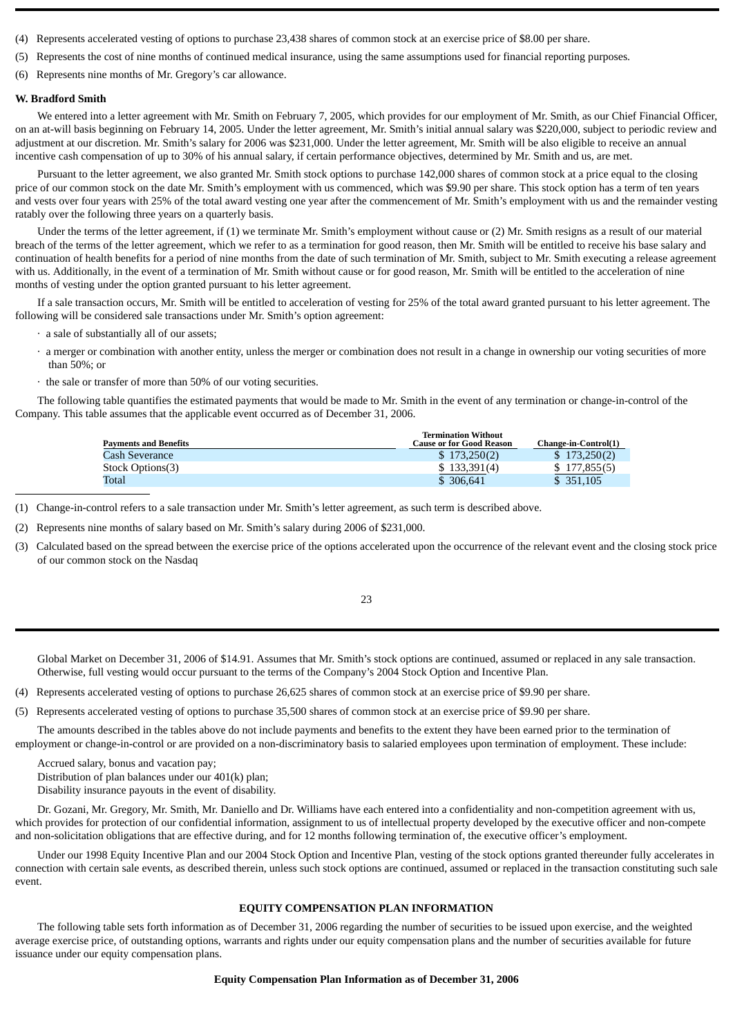(4) Represents accelerated vesting of options to purchase 23,438 shares of common stock at an exercise price of $8.00 per share.

(5) Represents the cost of nine months of continued medical insurance, using the same assumptions used for financial reporting purposes.

(6) Represents nine months of Mr. Gregory's car allowance.

**W. Bradford Smith**

We entered into a letter agreement with Mr. Smith on February 7, 2005, which provides for our employment of Mr. Smith, as our Chief Financial Officer, on an at-will basis beginning on February 14, 2005. Under the letter agreement, Mr. Smith's initial annual salary was $220,000, subject to periodic review and adjustment at our discretion. Mr. Smith's salary for 2006 was $231,000. Under the letter agreement, Mr. Smith will be also eligible to receive an annual incentive cash compensation of up to 30% of his annual salary, if certain performance objectives, determined by Mr. Smith and us, are met.

Pursuant to the letter agreement, we also granted Mr. Smith stock options to purchase 142,000 shares of common stock at a price equal to the closing price of our common stock on the date Mr. Smith's employment with us commenced, which was $9.90 per share. This stock option has a term of ten years and vests over four years with 25% of the total award vesting one year after the commencement of Mr. Smith's employment with us and the remainder vesting ratably over the following three years on a quarterly basis.

Under the terms of the letter agreement, if (1) we terminate Mr. Smith's employment without cause or (2) Mr. Smith resigns as a result of our material breach of the terms of the letter agreement, which we refer to as a termination for good reason, then Mr. Smith will be entitled to receive his base salary and continuation of health benefits for a period of nine months from the date of such termination of Mr. Smith, subject to Mr. Smith executing a release agreement with us. Additionally, in the event of a termination of Mr. Smith without cause or for good reason, Mr. Smith will be entitled to the acceleration of nine months of vesting under the option granted pursuant to his letter agreement.

If a sale transaction occurs, Mr. Smith will be entitled to acceleration of vesting for 25% of the total award granted pursuant to his letter agreement. The following will be considered sale transactions under Mr. Smith's option agreement:

- a sale of substantially all of our assets;
- a merger or combination with another entity, unless the merger or combination does not result in a change in ownership our voting securities of more than 50%; or
- the sale or transfer of more than 50% of our voting securities.

The following table quantifies the estimated payments that would be made to Mr. Smith in the event of any termination or change-in-control of the Company. This table assumes that the applicable event occurred as of December 31, 2006.

| Payments and Benefits | Termination Without Cause or for Good Reason | Change-in-Control(1) |
|---|---|---|
| Cash Severance | $ 173,250(2) | $ 173,250(2) |
| Stock Options(3) | $ 133,391(4) | $ 177,855(5) |
| Total | $ 306,641 | $ 351,105 |

(1) Change-in-control refers to a sale transaction under Mr. Smith's letter agreement, as such term is described above.

(2) Represents nine months of salary based on Mr. Smith's salary during 2006 of $231,000.

(3) Calculated based on the spread between the exercise price of the options accelerated upon the occurrence of the relevant event and the closing stock price of our common stock on the Nasdaq Global Market on December 31, 2006 of $14.91. Assumes that Mr. Smith's stock options are continued, assumed or replaced in any sale transaction. Otherwise, full vesting would occur pursuant to the terms of the Company's 2004 Stock Option and Incentive Plan.

(4) Represents accelerated vesting of options to purchase 26,625 shares of common stock at an exercise price of $9.90 per share.

(5) Represents accelerated vesting of options to purchase 35,500 shares of common stock at an exercise price of $9.90 per share.

The amounts described in the tables above do not include payments and benefits to the extent they have been earned prior to the termination of employment or change-in-control or are provided on a non-discriminatory basis to salaried employees upon termination of employment. These include:

Accrued salary, bonus and vacation pay;
Distribution of plan balances under our 401(k) plan;
Disability insurance payouts in the event of disability.

Dr. Gozani, Mr. Gregory, Mr. Smith, Mr. Daniello and Dr. Williams have each entered into a confidentiality and non-competition agreement with us, which provides for protection of our confidential information, assignment to us of intellectual property developed by the executive officer and non-compete and non-solicitation obligations that are effective during, and for 12 months following termination of, the executive officer's employment.

Under our 1998 Equity Incentive Plan and our 2004 Stock Option and Incentive Plan, vesting of the stock options granted thereunder fully accelerates in connection with certain sale events, as described therein, unless such stock options are continued, assumed or replaced in the transaction constituting such sale event.

## EQUITY COMPENSATION PLAN INFORMATION

The following table sets forth information as of December 31, 2006 regarding the number of securities to be issued upon exercise, and the weighted average exercise price, of outstanding options, warrants and rights under our equity compensation plans and the number of securities available for future issuance under our equity compensation plans.

**Equity Compensation Plan Information as of December 31, 2006**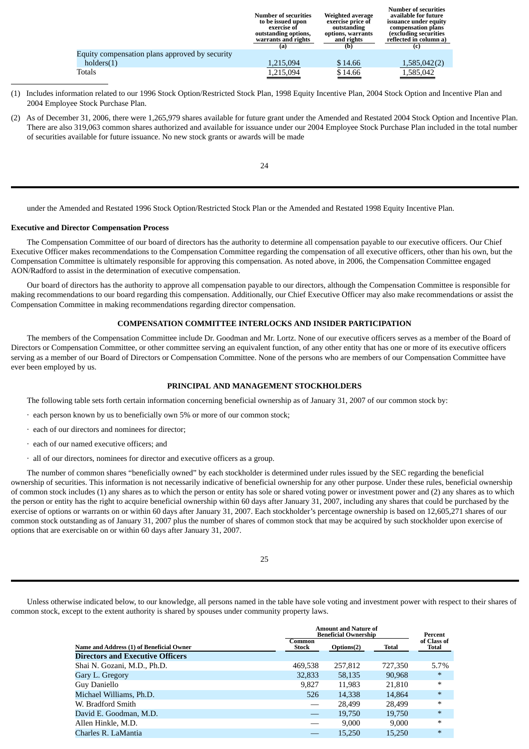| | Number of securities to be issued upon exercise of outstanding options, warrants and rights (a) | Weighted average exercise price of outstanding options, warrants and rights (b) | Number of securities available for future issuance under equity compensation plans (excluding securities reflected in column a) (c) |
|---|---|---|---|
| Equity compensation plans approved by security holders(1) | 1,215,094 | $ 14.66 | 1,585,042(2) |
| Totals | 1,215,094 | $ 14.66 | 1,585,042 |

(1) Includes information related to our 1996 Stock Option/Restricted Stock Plan, 1998 Equity Incentive Plan, 2004 Stock Option and Incentive Plan and 2004 Employee Stock Purchase Plan.

(2) As of December 31, 2006, there were 1,265,979 shares available for future grant under the Amended and Restated 2004 Stock Option and Incentive Plan. There are also 319,063 common shares authorized and available for issuance under our 2004 Employee Stock Purchase Plan included in the total number of securities available for future issuance. No new stock grants or awards will be made under the Amended and Restated 1996 Stock Option/Restricted Stock Plan or the Amended and Restated 1998 Equity Incentive Plan.

**Executive and Director Compensation Process**

The Compensation Committee of our board of directors has the authority to determine all compensation payable to our executive officers. Our Chief Executive Officer makes recommendations to the Compensation Committee regarding the compensation of all executive officers, other than his own, but the Compensation Committee is ultimately responsible for approving this compensation. As noted above, in 2006, the Compensation Committee engaged AON/Radford to assist in the determination of executive compensation.

Our board of directors has the authority to approve all compensation payable to our directors, although the Compensation Committee is responsible for making recommendations to our board regarding this compensation. Additionally, our Chief Executive Officer may also make recommendations or assist the Compensation Committee in making recommendations regarding director compensation.

## COMPENSATION COMMITTEE INTERLOCKS AND INSIDER PARTICIPATION

The members of the Compensation Committee include Dr. Goodman and Mr. Lortz. None of our executive officers serves as a member of the Board of Directors or Compensation Committee, or other committee serving an equivalent function, of any other entity that has one or more of its executive officers serving as a member of our Board of Directors or Compensation Committee. None of the persons who are members of our Compensation Committee have ever been employed by us.

## PRINCIPAL AND MANAGEMENT STOCKHOLDERS

The following table sets forth certain information concerning beneficial ownership as of January 31, 2007 of our common stock by:

- each person known by us to beneficially own 5% or more of our common stock;
- each of our directors and nominees for director;
- each of our named executive officers; and
- all of our directors, nominees for director and executive officers as a group.

The number of common shares "beneficially owned" by each stockholder is determined under rules issued by the SEC regarding the beneficial ownership of securities. This information is not necessarily indicative of beneficial ownership for any other purpose. Under these rules, beneficial ownership of common stock includes (1) any shares as to which the person or entity has sole or shared voting power or investment power and (2) any shares as to which the person or entity has the right to acquire beneficial ownership within 60 days after January 31, 2007, including any shares that could be purchased by the exercise of options or warrants on or within 60 days after January 31, 2007. Each stockholder's percentage ownership is based on 12,605,271 shares of our common stock outstanding as of January 31, 2007 plus the number of shares of common stock that may be acquired by such stockholder upon exercise of options that are exercisable on or within 60 days after January 31, 2007.

Unless otherwise indicated below, to our knowledge, all persons named in the table have sole voting and investment power with respect to their shares of common stock, except to the extent authority is shared by spouses under community property laws.

| Name and Address (1) of Beneficial Owner | Amount and Nature of Beneficial Ownership | | | Percent of Class of Total |
|---|---|---|---|---|
| | Common Stock | Options(2) | Total | |
| **Directors and Executive Officers** | | | | |
| Shai N. Gozani, M.D., Ph.D. | 469,538 | 257,812 | 727,350 | 5.7% |
| Gary L. Gregory | 32,833 | 58,135 | 90,968 | * |
| Guy Daniello | 9,827 | 11,983 | 21,810 | * |
| Michael Williams, Ph.D. | 526 | 14,338 | 14,864 | * |
| W. Bradford Smith | — | 28,499 | 28,499 | * |
| David E. Goodman, M.D. | — | 19,750 | 19,750 | * |
| Allen Hinkle, M.D. | — | 9,000 | 9,000 | * |
| Charles R. LaMantia | — | 15,250 | 15,250 | * |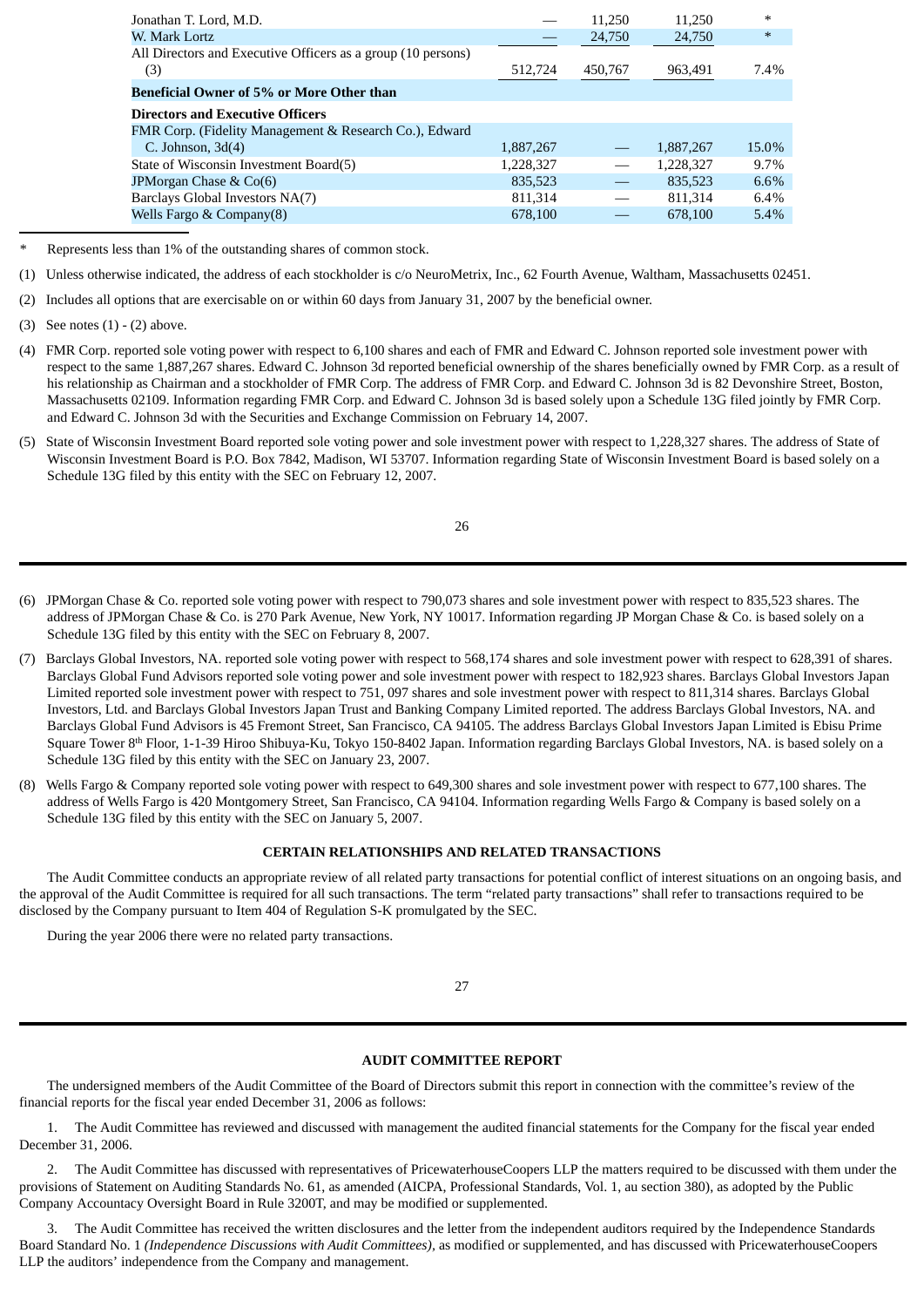| | | | | |
|---|---|---|---|---|
| Jonathan T. Lord, M.D. | — | 11,250 | 11,250 | * |
| W. Mark Lortz | — | 24,750 | 24,750 | * |
| All Directors and Executive Officers as a group (10 persons) (3) | 512,724 | 450,767 | 963,491 | 7.4% |
| **Beneficial Owner of 5% or More Other than** | | | | |
| **Directors and Executive Officers** | | | | |
| FMR Corp. (Fidelity Management & Research Co.), Edward C. Johnson, 3d(4) | 1,887,267 | — | 1,887,267 | 15.0% |
| State of Wisconsin Investment Board(5) | 1,228,327 | — | 1,228,327 | 9.7% |
| JPMorgan Chase & Co(6) | 835,523 | — | 835,523 | 6.6% |
| Barclays Global Investors NA(7) | 811,314 | — | 811,314 | 6.4% |
| Wells Fargo & Company(8) | 678,100 | — | 678,100 | 5.4% |

\* Represents less than 1% of the outstanding shares of common stock.

(1) Unless otherwise indicated, the address of each stockholder is c/o NeuroMetrix, Inc., 62 Fourth Avenue, Waltham, Massachusetts 02451.

(2) Includes all options that are exercisable on or within 60 days from January 31, 2007 by the beneficial owner.

(3) See notes (1) - (2) above.

(4) FMR Corp. reported sole voting power with respect to 6,100 shares and each of FMR and Edward C. Johnson reported sole investment power with respect to the same 1,887,267 shares. Edward C. Johnson 3d reported beneficial ownership of the shares beneficially owned by FMR Corp. as a result of his relationship as Chairman and a stockholder of FMR Corp. The address of FMR Corp. and Edward C. Johnson 3d is 82 Devonshire Street, Boston, Massachusetts 02109. Information regarding FMR Corp. and Edward C. Johnson 3d is based solely upon a Schedule 13G filed jointly by FMR Corp. and Edward C. Johnson 3d with the Securities and Exchange Commission on February 14, 2007.

(5) State of Wisconsin Investment Board reported sole voting power and sole investment power with respect to 1,228,327 shares. The address of State of Wisconsin Investment Board is P.O. Box 7842, Madison, WI 53707. Information regarding State of Wisconsin Investment Board is based solely on a Schedule 13G filed by this entity with the SEC on February 12, 2007.

(6) JPMorgan Chase & Co. reported sole voting power with respect to 790,073 shares and sole investment power with respect to 835,523 shares. The address of JPMorgan Chase & Co. is 270 Park Avenue, New York, NY 10017. Information regarding JP Morgan Chase & Co. is based solely on a Schedule 13G filed by this entity with the SEC on February 8, 2007.

(7) Barclays Global Investors, NA. reported sole voting power with respect to 568,174 shares and sole investment power with respect to 628,391 of shares. Barclays Global Fund Advisors reported sole voting power and sole investment power with respect to 182,923 shares. Barclays Global Investors Japan Limited reported sole investment power with respect to 751, 097 shares and sole investment power with respect to 811,314 shares. Barclays Global Investors, Ltd. and Barclays Global Investors Japan Trust and Banking Company Limited reported. The address Barclays Global Investors, NA. and Barclays Global Fund Advisors is 45 Fremont Street, San Francisco, CA 94105. The address Barclays Global Investors Japan Limited is Ebisu Prime Square Tower 8th Floor, 1-1-39 Hiroo Shibuya-Ku, Tokyo 150-8402 Japan. Information regarding Barclays Global Investors, NA. is based solely on a Schedule 13G filed by this entity with the SEC on January 23, 2007.

(8) Wells Fargo & Company reported sole voting power with respect to 649,300 shares and sole investment power with respect to 677,100 shares. The address of Wells Fargo is 420 Montgomery Street, San Francisco, CA 94104. Information regarding Wells Fargo & Company is based solely on a Schedule 13G filed by this entity with the SEC on January 5, 2007.

## CERTAIN RELATIONSHIPS AND RELATED TRANSACTIONS

The Audit Committee conducts an appropriate review of all related party transactions for potential conflict of interest situations on an ongoing basis, and the approval of the Audit Committee is required for all such transactions. The term "related party transactions" shall refer to transactions required to be disclosed by the Company pursuant to Item 404 of Regulation S-K promulgated by the SEC.

During the year 2006 there were no related party transactions.

## AUDIT COMMITTEE REPORT

The undersigned members of the Audit Committee of the Board of Directors submit this report in connection with the committee's review of the financial reports for the fiscal year ended December 31, 2006 as follows:

1. The Audit Committee has reviewed and discussed with management the audited financial statements for the Company for the fiscal year ended December 31, 2006.

2. The Audit Committee has discussed with representatives of PricewaterhouseCoopers LLP the matters required to be discussed with them under the provisions of Statement on Auditing Standards No. 61, as amended (AICPA, Professional Standards, Vol. 1, au section 380), as adopted by the Public Company Accountacy Oversight Board in Rule 3200T, and may be modified or supplemented.

3. The Audit Committee has received the written disclosures and the letter from the independent auditors required by the Independence Standards Board Standard No. 1 *(Independence Discussions with Audit Committees)*, as modified or supplemented, and has discussed with PricewaterhouseCoopers LLP the auditors' independence from the Company and management.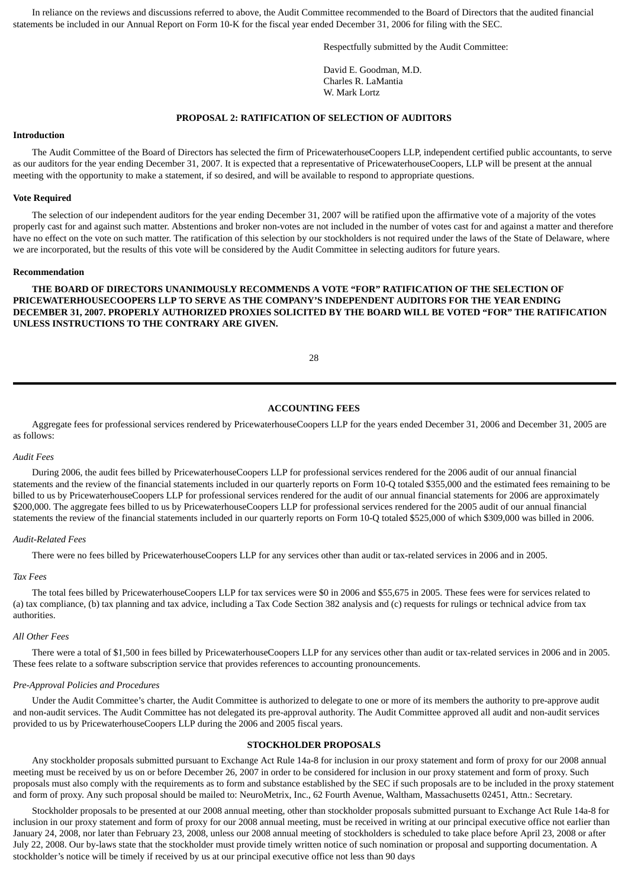In reliance on the reviews and discussions referred to above, the Audit Committee recommended to the Board of Directors that the audited financial statements be included in our Annual Report on Form 10-K for the fiscal year ended December 31, 2006 for filing with the SEC.

Respectfully submitted by the Audit Committee:

David E. Goodman, M.D.
Charles R. LaMantia
W. Mark Lortz

## PROPOSAL 2: RATIFICATION OF SELECTION OF AUDITORS

### Introduction

The Audit Committee of the Board of Directors has selected the firm of PricewaterhouseCoopers LLP, independent certified public accountants, to serve as our auditors for the year ending December 31, 2007. It is expected that a representative of PricewaterhouseCoopers, LLP will be present at the annual meeting with the opportunity to make a statement, if so desired, and will be available to respond to appropriate questions.

### Vote Required

The selection of our independent auditors for the year ending December 31, 2007 will be ratified upon the affirmative vote of a majority of the votes properly cast for and against such matter. Abstentions and broker non-votes are not included in the number of votes cast for and against a matter and therefore have no effect on the vote on such matter. The ratification of this selection by our stockholders is not required under the laws of the State of Delaware, where we are incorporated, but the results of this vote will be considered by the Audit Committee in selecting auditors for future years.

### Recommendation

**THE BOARD OF DIRECTORS UNANIMOUSLY RECOMMENDS A VOTE "FOR" RATIFICATION OF THE SELECTION OF PRICEWATERHOUSECOOPERS LLP TO SERVE AS THE COMPANY'S INDEPENDENT AUDITORS FOR THE YEAR ENDING DECEMBER 31, 2007. PROPERLY AUTHORIZED PROXIES SOLICITED BY THE BOARD WILL BE VOTED "FOR" THE RATIFICATION UNLESS INSTRUCTIONS TO THE CONTRARY ARE GIVEN.**

## ACCOUNTING FEES

Aggregate fees for professional services rendered by PricewaterhouseCoopers LLP for the years ended December 31, 2006 and December 31, 2005 are as follows:

*Audit Fees*

During 2006, the audit fees billed by PricewaterhouseCoopers LLP for professional services rendered for the 2006 audit of our annual financial statements and the review of the financial statements included in our quarterly reports on Form 10-Q totaled $355,000 and the estimated fees remaining to be billed to us by PricewaterhouseCoopers LLP for professional services rendered for the audit of our annual financial statements for 2006 are approximately $200,000. The aggregate fees billed to us by PricewaterhouseCoopers LLP for professional services rendered for the 2005 audit of our annual financial statements the review of the financial statements included in our quarterly reports on Form 10-Q totaled $525,000 of which $309,000 was billed in 2006.

*Audit-Related Fees*

There were no fees billed by PricewaterhouseCoopers LLP for any services other than audit or tax-related services in 2006 and in 2005.

*Tax Fees*

The total fees billed by PricewaterhouseCoopers LLP for tax services were $0 in 2006 and $55,675 in 2005. These fees were for services related to (a) tax compliance, (b) tax planning and tax advice, including a Tax Code Section 382 analysis and (c) requests for rulings or technical advice from tax authorities.

*All Other Fees*

There were a total of $1,500 in fees billed by PricewaterhouseCoopers LLP for any services other than audit or tax-related services in 2006 and in 2005. These fees relate to a software subscription service that provides references to accounting pronouncements.

*Pre-Approval Policies and Procedures*

Under the Audit Committee's charter, the Audit Committee is authorized to delegate to one or more of its members the authority to pre-approve audit and non-audit services. The Audit Committee has not delegated its pre-approval authority. The Audit Committee approved all audit and non-audit services provided to us by PricewaterhouseCoopers LLP during the 2006 and 2005 fiscal years.

## STOCKHOLDER PROPOSALS

Any stockholder proposals submitted pursuant to Exchange Act Rule 14a-8 for inclusion in our proxy statement and form of proxy for our 2008 annual meeting must be received by us on or before December 26, 2007 in order to be considered for inclusion in our proxy statement and form of proxy. Such proposals must also comply with the requirements as to form and substance established by the SEC if such proposals are to be included in the proxy statement and form of proxy. Any such proposal should be mailed to: NeuroMetrix, Inc., 62 Fourth Avenue, Waltham, Massachusetts 02451, Attn.: Secretary.

Stockholder proposals to be presented at our 2008 annual meeting, other than stockholder proposals submitted pursuant to Exchange Act Rule 14a-8 for inclusion in our proxy statement and form of proxy for our 2008 annual meeting, must be received in writing at our principal executive office not earlier than January 24, 2008, nor later than February 23, 2008, unless our 2008 annual meeting of stockholders is scheduled to take place before April 23, 2008 or after July 22, 2008. Our by-laws state that the stockholder must provide timely written notice of such nomination or proposal and supporting documentation. A stockholder's notice will be timely if received by us at our principal executive office not less than 90 days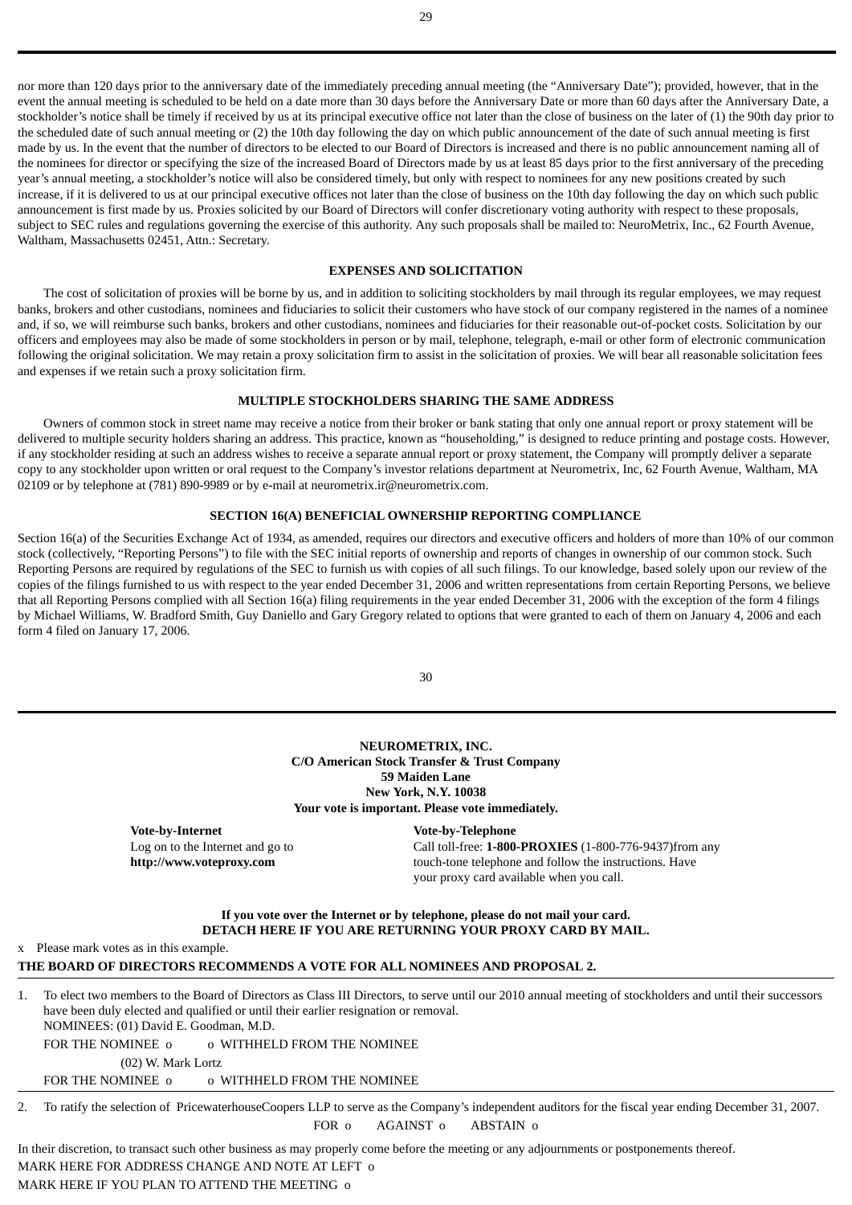nor more than 120 days prior to the anniversary date of the immediately preceding annual meeting (the "Anniversary Date"); provided, however, that in the event the annual meeting is scheduled to be held on a date more than 30 days before the Anniversary Date or more than 60 days after the Anniversary Date, a stockholder's notice shall be timely if received by us at its principal executive office not later than the close of business on the later of (1) the 90th day prior to the scheduled date of such annual meeting or (2) the 10th day following the day on which public announcement of the date of such annual meeting is first made by us. In the event that the number of directors to be elected to our Board of Directors is increased and there is no public announcement naming all of the nominees for director or specifying the size of the increased Board of Directors made by us at least 85 days prior to the first anniversary of the preceding year's annual meeting, a stockholder's notice will also be considered timely, but only with respect to nominees for any new positions created by such increase, if it is delivered to us at our principal executive offices not later than the close of business on the 10th day following the day on which such public announcement is first made by us. Proxies solicited by our Board of Directors will confer discretionary voting authority with respect to these proposals, subject to SEC rules and regulations governing the exercise of this authority. Any such proposals shall be mailed to: NeuroMetrix, Inc., 62 Fourth Avenue, Waltham, Massachusetts 02451, Attn.: Secretary.

**EXPENSES AND SOLICITATION**

The cost of solicitation of proxies will be borne by us, and in addition to soliciting stockholders by mail through its regular employees, we may request banks, brokers and other custodians, nominees and fiduciaries to solicit their customers who have stock of our company registered in the names of a nominee and, if so, we will reimburse such banks, brokers and other custodians, nominees and fiduciaries for their reasonable out-of-pocket costs. Solicitation by our officers and employees may also be made of some stockholders in person or by mail, telephone, telegraph, e-mail or other form of electronic communication following the original solicitation. We may retain a proxy solicitation firm to assist in the solicitation of proxies. We will bear all reasonable solicitation fees and expenses if we retain such a proxy solicitation firm.

**MULTIPLE STOCKHOLDERS SHARING THE SAME ADDRESS**

Owners of common stock in street name may receive a notice from their broker or bank stating that only one annual report or proxy statement will be delivered to multiple security holders sharing an address. This practice, known as "householding," is designed to reduce printing and postage costs. However, if any stockholder residing at such an address wishes to receive a separate annual report or proxy statement, the Company will promptly deliver a separate copy to any stockholder upon written or oral request to the Company's investor relations department at Neurometrix, Inc, 62 Fourth Avenue, Waltham, MA 02109 or by telephone at (781) 890-9989 or by e-mail at neurometrix.ir@neurometrix.com.

**SECTION 16(A) BENEFICIAL OWNERSHIP REPORTING COMPLIANCE**

Section 16(a) of the Securities Exchange Act of 1934, as amended, requires our directors and executive officers and holders of more than 10% of our common stock (collectively, "Reporting Persons") to file with the SEC initial reports of ownership and reports of changes in ownership of our common stock. Such Reporting Persons are required by regulations of the SEC to furnish us with copies of all such filings. To our knowledge, based solely upon our review of the copies of the filings furnished to us with respect to the year ended December 31, 2006 and written representations from certain Reporting Persons, we believe that all Reporting Persons complied with all Section 16(a) filing requirements in the year ended December 31, 2006 with the exception of the form 4 filings by Michael Williams, W. Bradford Smith, Guy Daniello and Gary Gregory related to options that were granted to each of them on January 4, 2006 and each form 4 filed on January 17, 2006.

**NEUROMETRIX, INC.**
**C/O American Stock Transfer & Trust Company**
**59 Maiden Lane**
**New York, N.Y. 10038**
**Your vote is important. Please vote immediately.**

**Vote-by-Internet**
Log on to the Internet and go to
**http://www.voteproxy.com**

**Vote-by-Telephone**
Call toll-free: **1-800-PROXIES** (1-800-776-9437)from any touch-tone telephone and follow the instructions. Have your proxy card available when you call.

**If you vote over the Internet or by telephone, please do not mail your card.**
**DETACH HERE IF YOU ARE RETURNING YOUR PROXY CARD BY MAIL.**

x Please mark votes as in this example.

**THE BOARD OF DIRECTORS RECOMMENDS A VOTE FOR ALL NOMINEES AND PROPOSAL 2.**

1. To elect two members to the Board of Directors as Class III Directors, to serve until our 2010 annual meeting of stockholders and until their successors have been duly elected and qualified or until their earlier resignation or removal.
   NOMINEES: (01) David E. Goodman, M.D.
   FOR THE NOMINEE o o WITHHELD FROM THE NOMINEE
   (02) W. Mark Lortz
   FOR THE NOMINEE o o WITHHELD FROM THE NOMINEE

2. To ratify the selection of PricewaterhouseCoopers LLP to serve as the Company's independent auditors for the fiscal year ending December 31, 2007.
   FOR o AGAINST o ABSTAIN o

In their discretion, to transact such other business as may properly come before the meeting or any adjournments or postponements thereof.

MARK HERE FOR ADDRESS CHANGE AND NOTE AT LEFT o

MARK HERE IF YOU PLAN TO ATTEND THE MEETING o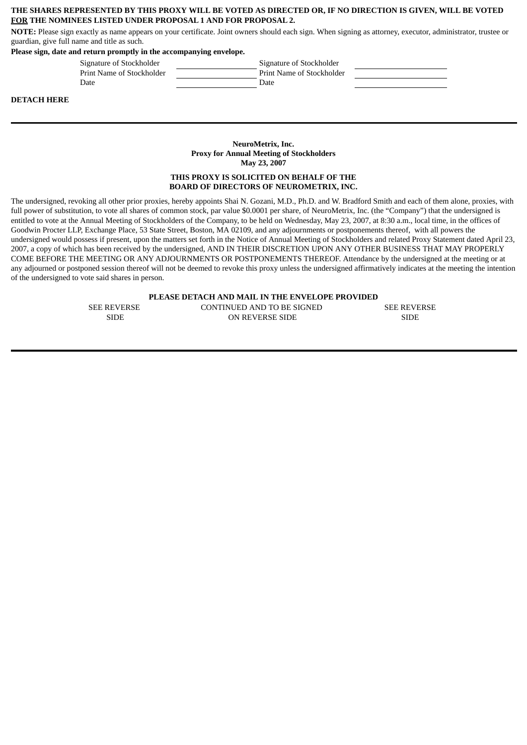**THE SHARES REPRESENTED BY THIS PROXY WILL BE VOTED AS DIRECTED OR, IF NO DIRECTION IS GIVEN, WILL BE VOTED FOR THE NOMINEES LISTED UNDER PROPOSAL 1 AND FOR PROPOSAL 2.**

**NOTE:** Please sign exactly as name appears on your certificate. Joint owners should each sign. When signing as attorney, executor, administrator, trustee or guardian, give full name and title as such.

**Please sign, date and return promptly in the accompanying envelope.**

| | | | |
|---|---|---|---|
| Signature of Stockholder | \_\_\_\_\_\_\_\_\_\_\_\_\_\_\_\_ | Signature of Stockholder | \_\_\_\_\_\_\_\_\_\_\_\_\_\_\_\_ |
| Print Name of Stockholder | \_\_\_\_\_\_\_\_\_\_\_\_\_\_\_\_ | Print Name of Stockholder | \_\_\_\_\_\_\_\_\_\_\_\_\_\_\_\_ |
| Date | \_\_\_\_\_\_\_\_\_\_\_\_\_\_\_\_ | Date | \_\_\_\_\_\_\_\_\_\_\_\_\_\_\_\_ |

**DETACH HERE**

---

**NeuroMetrix, Inc.**
**Proxy for Annual Meeting of Stockholders**
**May 23, 2007**

**THIS PROXY IS SOLICITED ON BEHALF OF THE BOARD OF DIRECTORS OF NEUROMETRIX, INC.**

The undersigned, revoking all other prior proxies, hereby appoints Shai N. Gozani, M.D., Ph.D. and W. Bradford Smith and each of them alone, proxies, with full power of substitution, to vote all shares of common stock, par value $0.0001 per share, of NeuroMetrix, Inc. (the "Company") that the undersigned is entitled to vote at the Annual Meeting of Stockholders of the Company, to be held on Wednesday, May 23, 2007, at 8:30 a.m., local time, in the offices of Goodwin Procter LLP, Exchange Place, 53 State Street, Boston, MA 02109, and any adjournments or postponements thereof, with all powers the undersigned would possess if present, upon the matters set forth in the Notice of Annual Meeting of Stockholders and related Proxy Statement dated April 23, 2007, a copy of which has been received by the undersigned, AND IN THEIR DISCRETION UPON ANY OTHER BUSINESS THAT MAY PROPERLY COME BEFORE THE MEETING OR ANY ADJOURNMENTS OR POSTPONEMENTS THEREOF. Attendance by the undersigned at the meeting or at any adjourned or postponed session thereof will not be deemed to revoke this proxy unless the undersigned affirmatively indicates at the meeting the intention of the undersigned to vote said shares in person.

**PLEASE DETACH AND MAIL IN THE ENVELOPE PROVIDED**

| | | |
|---|---|---|
| SEE REVERSE SIDE | CONTINUED AND TO BE SIGNED ON REVERSE SIDE | SEE REVERSE SIDE |

---